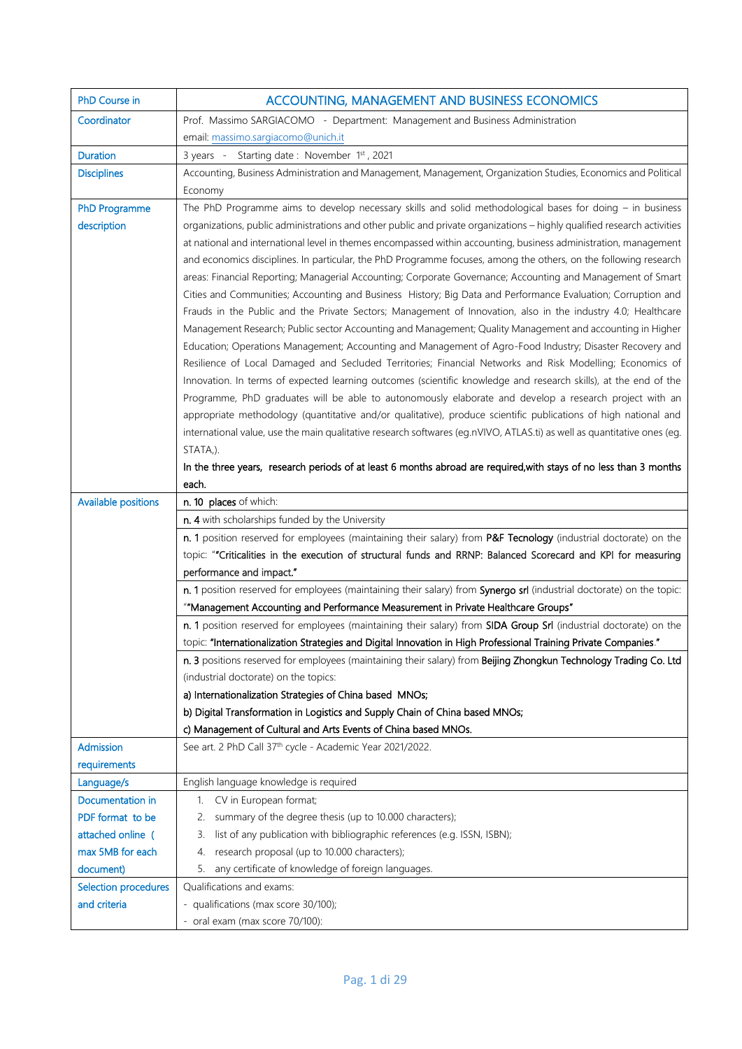| PhD Course in | ACCOUNTING, MANAGEMENT AND BUSINESS ECONOMICS |
|---|---|
| Coordinator | Prof. Massimo SARGIACOMO - Department: Management and Business Administration<br>email: massimo.sargiacomo@unich.it |
| Duration | 3 years - Starting date : November 1st , 2021 |
| Disciplines | Accounting, Business Administration and Management, Management, Organization Studies, Economics and Political Economy |
| PhD Programme description | The PhD Programme aims to develop necessary skills and solid methodological bases for doing – in business organizations, public administrations and other public and private organizations – highly qualified research activities at national and international level in themes encompassed within accounting, business administration, management and economics disciplines. In particular, the PhD Programme focuses, among the others, on the following research areas: Financial Reporting; Managerial Accounting; Corporate Governance; Accounting and Management of Smart Cities and Communities; Accounting and Business History; Big Data and Performance Evaluation; Corruption and Frauds in the Public and the Private Sectors; Management of Innovation, also in the industry 4.0; Healthcare Management Research; Public sector Accounting and Management; Quality Management and accounting in Higher Education; Operations Management; Accounting and Management of Agro-Food Industry; Disaster Recovery and Resilience of Local Damaged and Secluded Territories; Financial Networks and Risk Modelling; Economics of Innovation. In terms of expected learning outcomes (scientific knowledge and research skills), at the end of the Programme, PhD graduates will be able to autonomously elaborate and develop a research project with an appropriate methodology (quantitative and/or qualitative), produce scientific publications of high national and international value, use the main qualitative research softwares (eg.nVIVO, ATLAS.ti) as well as quantitative ones (eg. STATA,).<br>**In the three years, research periods of at least 6 months abroad are required,with stays of no less than 3 months each.** |
| Available positions | **n. 10 places** of which: |
| | **n. 4** with scholarships funded by the University |
| | **n. 1** position reserved for employees (maintaining their salary) from **P&F Tecnology** (industrial doctorate) on the topic: "**"Criticalities in the execution of structural funds and RRNP: Balanced Scorecard and KPI for measuring performance and impact."** |
| | **n. 1** position reserved for employees (maintaining their salary) from **Synergo srl** (industrial doctorate) on the topic: "**"Management Accounting and Performance Measurement in Private Healthcare Groups"** |
| | **n. 1** position reserved for employees (maintaining their salary) from **SIDA Group Srl** (industrial doctorate) on the topic: **"Internationalization Strategies and Digital Innovation in High Professional Training Private Companies."** |
| | **n. 3** positions reserved for employees (maintaining their salary) from **Beijing Zhongkun Technology Trading Co. Ltd** (industrial doctorate) on the topics:<br>**a) Internationalization Strategies of China based MNOs;**<br>**b) Digital Transformation in Logistics and Supply Chain of China based MNOs;**<br>**c) Management of Cultural and Arts Events of China based MNOs.** |
| Admission requirements | See art. 2 PhD Call 37th cycle - Academic Year 2021/2022. |
| Language/s | English language knowledge is required |
| Documentation in PDF format to be attached online ( max 5MB for each document) | 1. CV in European format;<br>2. summary of the degree thesis (up to 10.000 characters);<br>3. list of any publication with bibliographic references (e.g. ISSN, ISBN);<br>4. research proposal (up to 10.000 characters);<br>5. any certificate of knowledge of foreign languages. |
| Selection procedures and criteria | Qualifications and exams:<br>- qualifications (max score 30/100);<br>- oral exam (max score 70/100): |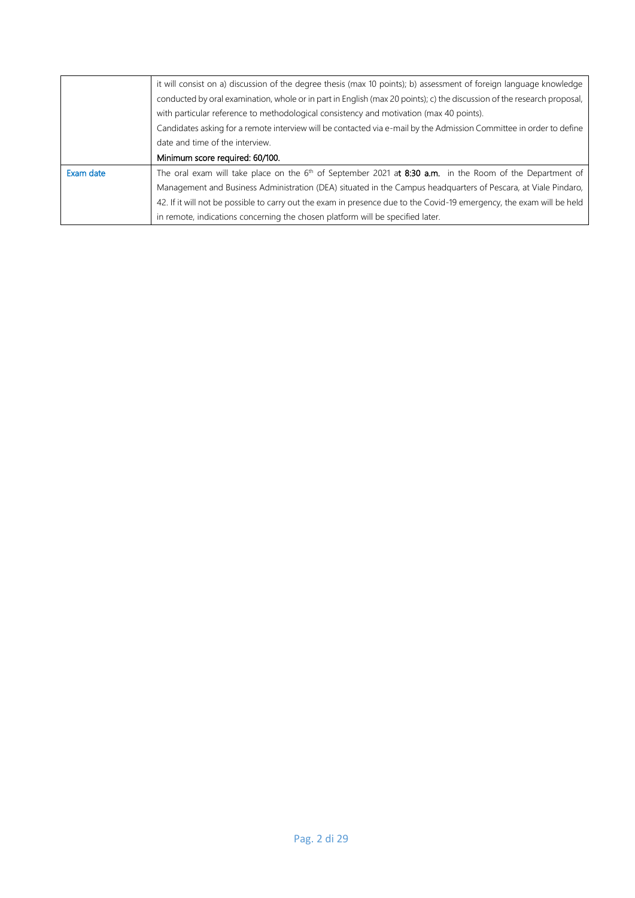| | |
|---|---|
| | it will consist on a) discussion of the degree thesis (max 10 points); b) assessment of foreign language knowledge conducted by oral examination, whole or in part in English (max 20 points); c) the discussion of the research proposal, with particular reference to methodological consistency and motivation (max 40 points).<br>Candidates asking for a remote interview will be contacted via e-mail by the Admission Committee in order to define date and time of the interview.<br>**Minimum score required: 60/100.** |
| Exam date | The oral exam will take place on the 6th of September 2021 a**t 8:30 a.m.** in the Room of the Department of Management and Business Administration (DEA) situated in the Campus headquarters of Pescara, at Viale Pindaro, 42. If it will not be possible to carry out the exam in presence due to the Covid-19 emergency, the exam will be held in remote, indications concerning the chosen platform will be specified later. |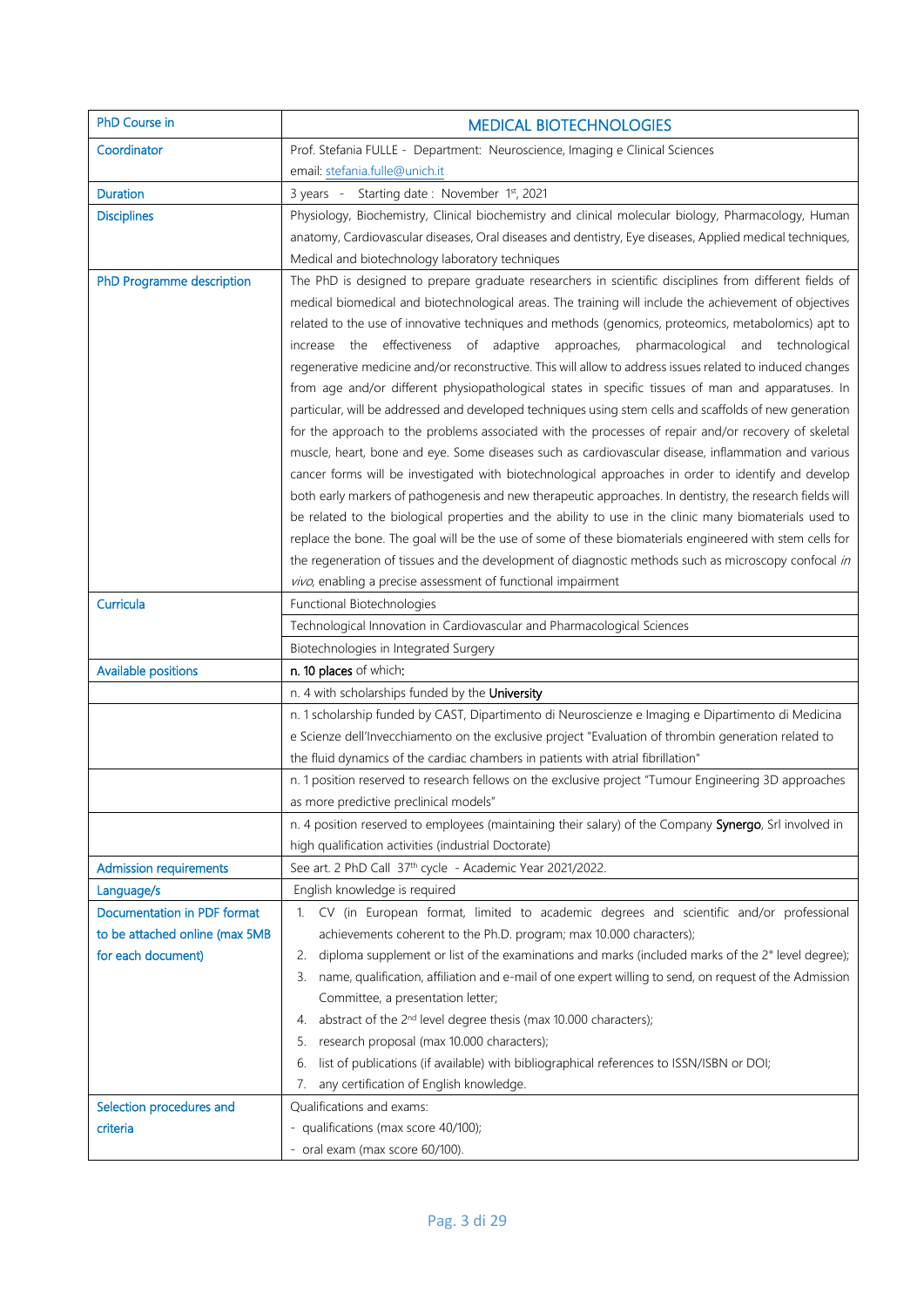| PhD Course in | MEDICAL BIOTECHNOLOGIES |
|---|---|
| Coordinator | Prof. Stefania FULLE - Department: Neuroscience, Imaging e Clinical Sciences<br>email: stefania.fulle@unich.it |
| Duration | 3 years - Starting date : November 1st, 2021 |
| Disciplines | Physiology, Biochemistry, Clinical biochemistry and clinical molecular biology, Pharmacology, Human anatomy, Cardiovascular diseases, Oral diseases and dentistry, Eye diseases, Applied medical techniques, Medical and biotechnology laboratory techniques |
| PhD Programme description | The PhD is designed to prepare graduate researchers in scientific disciplines from different fields of medical biomedical and biotechnological areas. The training will include the achievement of objectives related to the use of innovative techniques and methods (genomics, proteomics, metabolomics) apt to increase the effectiveness of adaptive approaches, pharmacological and technological regenerative medicine and/or reconstructive. This will allow to address issues related to induced changes from age and/or different physiopathological states in specific tissues of man and apparatuses. In particular, will be addressed and developed techniques using stem cells and scaffolds of new generation for the approach to the problems associated with the processes of repair and/or recovery of skeletal muscle, heart, bone and eye. Some diseases such as cardiovascular disease, inflammation and various cancer forms will be investigated with biotechnological approaches in order to identify and develop both early markers of pathogenesis and new therapeutic approaches. In dentistry, the research fields will be related to the biological properties and the ability to use in the clinic many biomaterials used to replace the bone. The goal will be the use of some of these biomaterials engineered with stem cells for the regeneration of tissues and the development of diagnostic methods such as microscopy confocal *in vivo*, enabling a precise assessment of functional impairment |
| Curricula | Functional Biotechnologies |
| | Technological Innovation in Cardiovascular and Pharmacological Sciences |
| | Biotechnologies in Integrated Surgery |
| Available positions | **n. 10 places** of which**:** |
| | n. 4 with scholarships funded by the **University** |
| | n. 1 scholarship funded by CAST, Dipartimento di Neuroscienze e Imaging e Dipartimento di Medicina e Scienze dell'Invecchiamento on the exclusive project "Evaluation of thrombin generation related to the fluid dynamics of the cardiac chambers in patients with atrial fibrillation" |
| | n. 1 position reserved to research fellows on the exclusive project "Tumour Engineering 3D approaches as more predictive preclinical models" |
| | n. 4 position reserved to employees (maintaining their salary) of the Company **Synergo**, Srl involved in high qualification activities (industrial Doctorate) |
| Admission requirements | See art. 2 PhD Call 37th cycle - Academic Year 2021/2022. |
| Language/s | English knowledge is required |
| Documentation in PDF format to be attached online (max 5MB for each document) | 1. CV (in European format, limited to academic degrees and scientific and/or professional achievements coherent to the Ph.D. program; max 10.000 characters);<br>2. diploma supplement or list of the examinations and marks (included marks of the 2° level degree);<br>3. name, qualification, affiliation and e-mail of one expert willing to send, on request of the Admission Committee, a presentation letter;<br>4. abstract of the 2nd level degree thesis (max 10.000 characters);<br>5. research proposal (max 10.000 characters);<br>6. list of publications (if available) with bibliographical references to ISSN/ISBN or DOI;<br>7. any certification of English knowledge. |
| Selection procedures and criteria | Qualifications and exams:<br>- qualifications (max score 40/100);<br>- oral exam (max score 60/100). |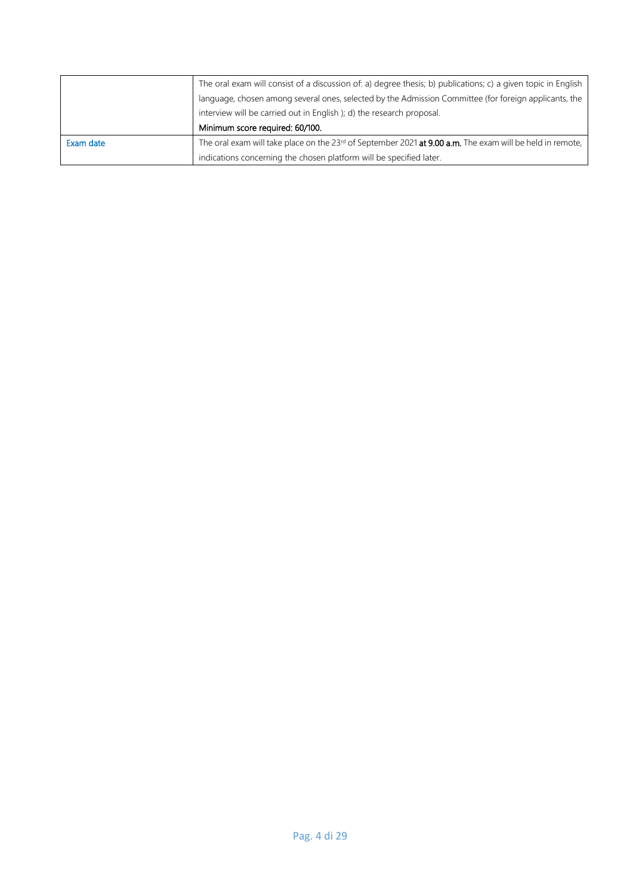| | |
|---|---|
| | The oral exam will consist of a discussion of: a) degree thesis; b) publications; c) a given topic in English language, chosen among several ones, selected by the Admission Committee (for foreign applicants, the interview will be carried out in English ); d) the research proposal.<br>**Minimum score required: 60/100.** |
| Exam date | The oral exam will take place on the 23rd of September 2021 **at 9.00 a.m.** The exam will be held in remote, indications concerning the chosen platform will be specified later. |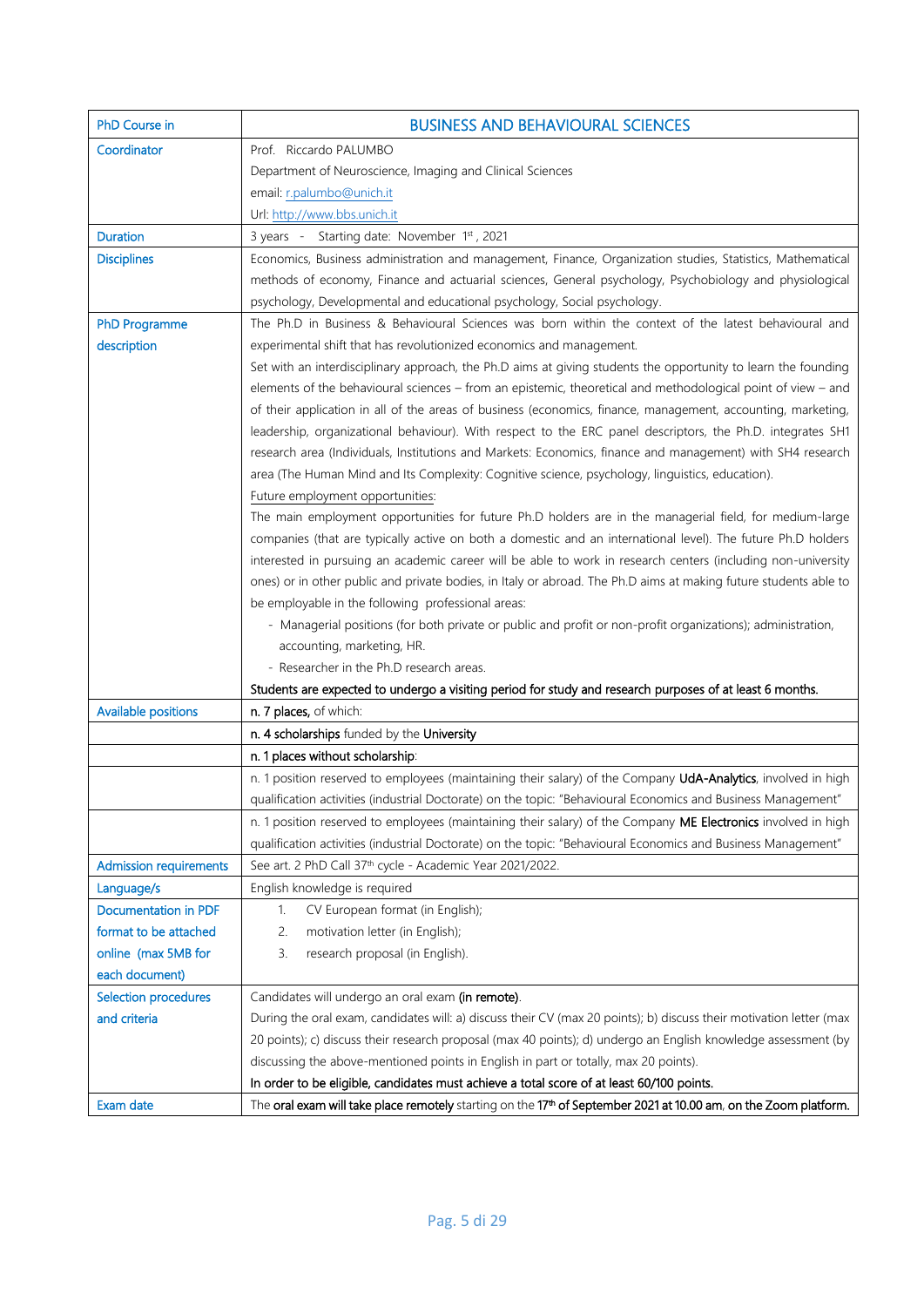| PhD Course in | BUSINESS AND BEHAVIOURAL SCIENCES |
|---|---|
| Coordinator | Prof. Riccardo PALUMBO<br>Department of Neuroscience, Imaging and Clinical Sciences<br>email: r.palumbo@unich.it<br>Url: http://www.bbs.unich.it |
| Duration | 3 years - Starting date: November 1st, 2021 |
| Disciplines | Economics, Business administration and management, Finance, Organization studies, Statistics, Mathematical methods of economy, Finance and actuarial sciences, General psychology, Psychobiology and physiological psychology, Developmental and educational psychology, Social psychology. |
| PhD Programme description | The Ph.D in Business & Behavioural Sciences was born within the context of the latest behavioural and experimental shift that has revolutionized economics and management.<br>Set with an interdisciplinary approach, the Ph.D aims at giving students the opportunity to learn the founding elements of the behavioural sciences – from an epistemic, theoretical and methodological point of view – and of their application in all of the areas of business (economics, finance, management, accounting, marketing, leadership, organizational behaviour). With respect to the ERC panel descriptors, the Ph.D. integrates SH1 research area (Individuals, Institutions and Markets: Economics, finance and management) with SH4 research area (The Human Mind and Its Complexity: Cognitive science, psychology, linguistics, education).<br>Future employment opportunities:<br>The main employment opportunities for future Ph.D holders are in the managerial field, for medium-large companies (that are typically active on both a domestic and an international level). The future Ph.D holders interested in pursuing an academic career will be able to work in research centers (including non-university ones) or in other public and private bodies, in Italy or abroad. The Ph.D aims at making future students able to be employable in the following professional areas:<br>- Managerial positions (for both private or public and profit or non-profit organizations); administration, accounting, marketing, HR.<br>- Researcher in the Ph.D research areas.<br>**Students are expected to undergo a visiting period for study and research purposes of at least 6 months.** |
| Available positions | **n. 7 places,** of which: |
| | **n. 4 scholarships** funded by the **University** |
| | **n. 1 places without scholarship**: |
| | n. 1 position reserved to employees (maintaining their salary) of the Company **UdA-Analytics**, involved in high qualification activities (industrial Doctorate) on the topic: "Behavioural Economics and Business Management" |
| | n. 1 position reserved to employees (maintaining their salary) of the Company **ME Electronics** involved in high qualification activities (industrial Doctorate) on the topic: "Behavioural Economics and Business Management" |
| Admission requirements | See art. 2 PhD Call 37th cycle - Academic Year 2021/2022. |
| Language/s | English knowledge is required |
| Documentation in PDF format to be attached online (max 5MB for each document) | 1. CV European format (in English);<br>2. motivation letter (in English);<br>3. research proposal (in English). |
| Selection procedures and criteria | Candidates will undergo an oral exam **(in remote)**.<br>During the oral exam, candidates will: a) discuss their CV (max 20 points); b) discuss their motivation letter (max 20 points); c) discuss their research proposal (max 40 points); d) undergo an English knowledge assessment (by discussing the above-mentioned points in English in part or totally, max 20 points).<br>**In order to be eligible, candidates must achieve a total score of at least 60/100 points.** |
| Exam date | The **oral exam will take place remotely** starting on the **17th of September 2021 at 10.00 am**, **on the Zoom platform.** |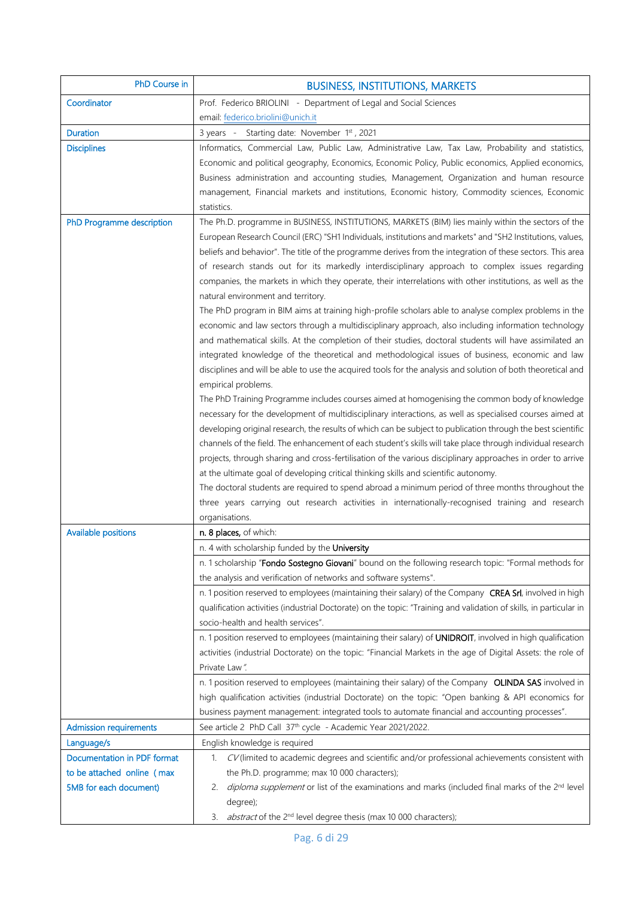| PhD Course in | BUSINESS, INSTITUTIONS, MARKETS |
|---|---|
| Coordinator | Prof. Federico BRIOLINI - Department of Legal and Social Sciences<br>email: federico.briolini@unich.it |
| Duration | 3 years - Starting date: November 1st , 2021 |
| Disciplines | Informatics, Commercial Law, Public Law, Administrative Law, Tax Law, Probability and statistics, Economic and political geography, Economics, Economic Policy, Public economics, Applied economics, Business administration and accounting studies, Management, Organization and human resource management, Financial markets and institutions, Economic history, Commodity sciences, Economic statistics. |
| PhD Programme description | The Ph.D. programme in BUSINESS, INSTITUTIONS, MARKETS (BIM) lies mainly within the sectors of the European Research Council (ERC) "SH1 Individuals, institutions and markets" and "SH2 Institutions, values, beliefs and behavior". The title of the programme derives from the integration of these sectors. This area of research stands out for its markedly interdisciplinary approach to complex issues regarding companies, the markets in which they operate, their interrelations with other institutions, as well as the natural environment and territory.<br>The PhD program in BIM aims at training high-profile scholars able to analyse complex problems in the economic and law sectors through a multidisciplinary approach, also including information technology and mathematical skills. At the completion of their studies, doctoral students will have assimilated an integrated knowledge of the theoretical and methodological issues of business, economic and law disciplines and will be able to use the acquired tools for the analysis and solution of both theoretical and empirical problems.<br>The PhD Training Programme includes courses aimed at homogenising the common body of knowledge necessary for the development of multidisciplinary interactions, as well as specialised courses aimed at developing original research, the results of which can be subject to publication through the best scientific channels of the field. The enhancement of each student's skills will take place through individual research projects, through sharing and cross-fertilisation of the various disciplinary approaches in order to arrive at the ultimate goal of developing critical thinking skills and scientific autonomy.<br>The doctoral students are required to spend abroad a minimum period of three months throughout the three years carrying out research activities in internationally-recognised training and research organisations. |
| Available positions | **n. 8 places,** of which: |
| | n. 4 with scholarship funded by the **University** |
| | n. 1 scholarship "**Fondo Sostegno Giovani**" bound on the following research topic: "Formal methods for the analysis and verification of networks and software systems". |
| | n. 1 position reserved to employees (maintaining their salary) of the Company **CREA Srl**, involved in high qualification activities (industrial Doctorate) on the topic: "Training and validation of skills, in particular in socio-health and health services". |
| | n. 1 position reserved to employees (maintaining their salary) of **UNIDROIT**, involved in high qualification activities (industrial Doctorate) on the topic: "Financial Markets in the age of Digital Assets: the role of Private Law". |
| | n. 1 position reserved to employees (maintaining their salary) of the Company **OLINDA SAS** involved in high qualification activities (industrial Doctorate) on the topic: "Open banking & API economics for business payment management: integrated tools to automate financial and accounting processes". |
| Admission requirements | See article 2 PhD Call 37th cycle - Academic Year 2021/2022. |
| Language/s | English knowledge is required |
| Documentation in PDF format to be attached online (max 5MB for each document) | 1. *CV* (limited to academic degrees and scientific and/or professional achievements consistent with the Ph.D. programme; max 10 000 characters);<br>2. *diploma supplement* or list of the examinations and marks (included final marks of the 2nd level degree);<br>3. *abstract* of the 2nd level degree thesis (max 10 000 characters); |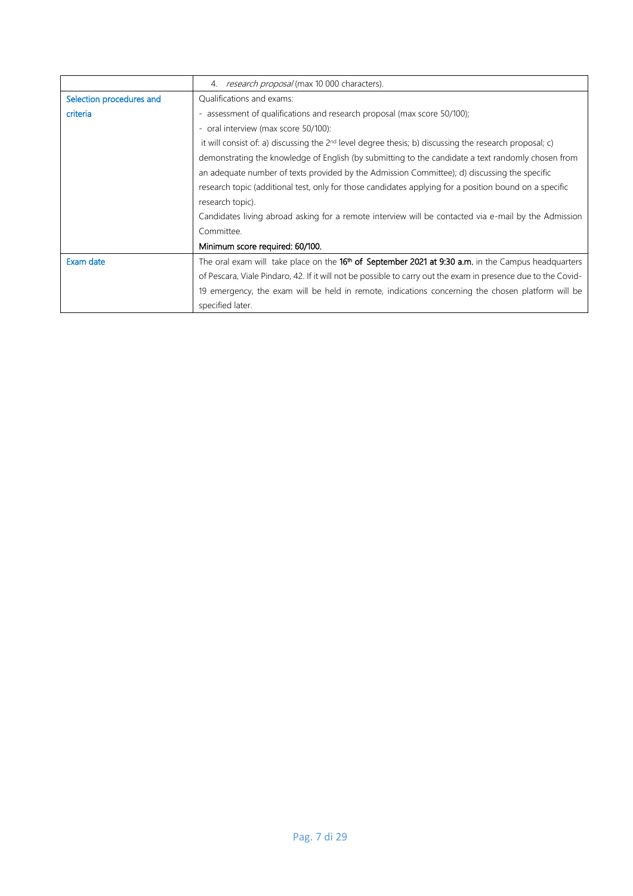| | |
|---|---|
| | 4. *research proposal* (max 10 000 characters). |
| Selection procedures and criteria | Qualifications and exams:<br>- assessment of qualifications and research proposal (max score 50/100);<br>- oral interview (max score 50/100):<br>it will consist of: a) discussing the 2nd level degree thesis; b) discussing the research proposal; c) demonstrating the knowledge of English (by submitting to the candidate a text randomly chosen from an adequate number of texts provided by the Admission Committee); d) discussing the specific research topic (additional test, only for those candidates applying for a position bound on a specific research topic).<br>Candidates living abroad asking for a remote interview will be contacted via e-mail by the Admission Committee.<br>**Minimum score required: 60/100.** |
| Exam date | The oral exam will take place on the **16th of September 2021 at 9:30 a.m.** in the Campus headquarters of Pescara, Viale Pindaro, 42. If it will not be possible to carry out the exam in presence due to the Covid-19 emergency, the exam will be held in remote, indications concerning the chosen platform will be specified later. |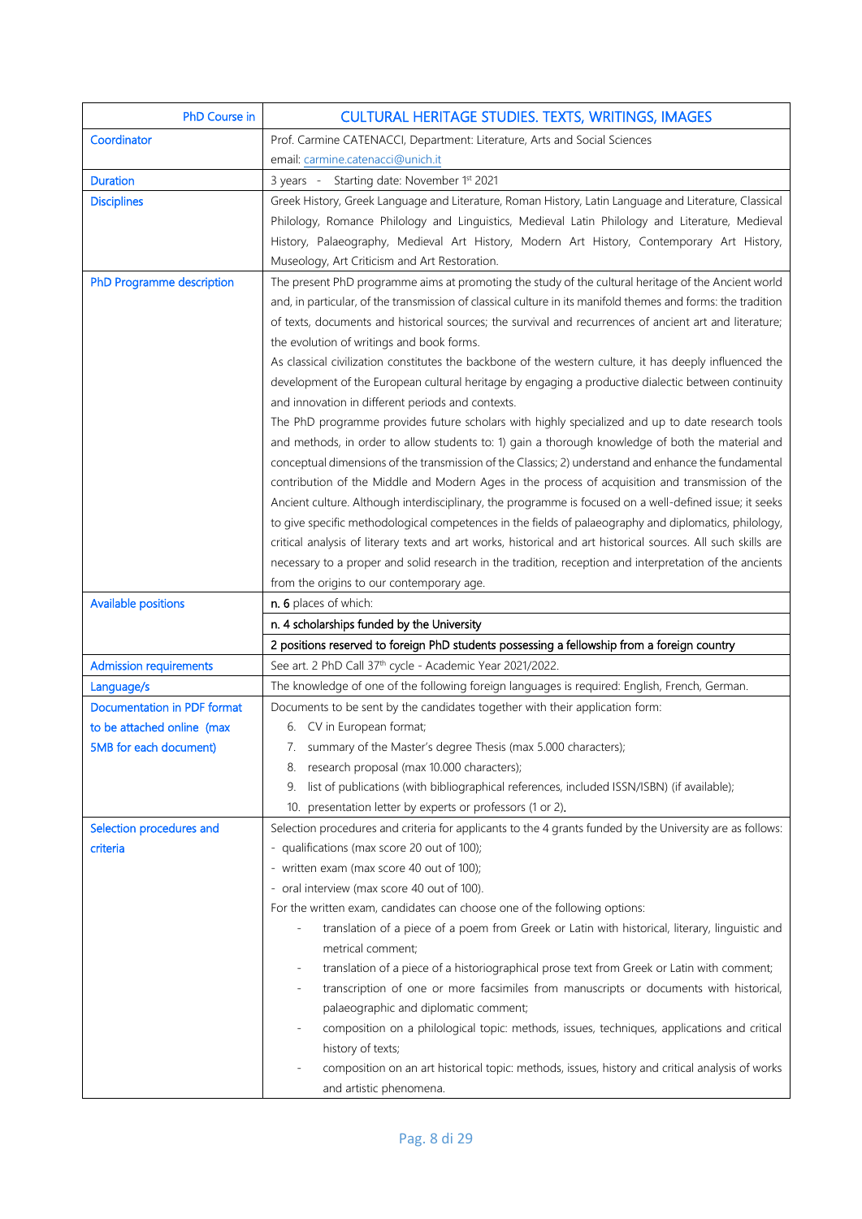| PhD Course in | CULTURAL HERITAGE STUDIES. TEXTS, WRITINGS, IMAGES |
|---|---|
| Coordinator | Prof. Carmine CATENACCI, Department: Literature, Arts and Social Sciences<br>email: carmine.catenacci@unich.it |
| Duration | 3 years - Starting date: November 1st 2021 |
| Disciplines | Greek History, Greek Language and Literature, Roman History, Latin Language and Literature, Classical Philology, Romance Philology and Linguistics, Medieval Latin Philology and Literature, Medieval History, Palaeography, Medieval Art History, Modern Art History, Contemporary Art History, Museology, Art Criticism and Art Restoration. |
| PhD Programme description | The present PhD programme aims at promoting the study of the cultural heritage of the Ancient world and, in particular, of the transmission of classical culture in its manifold themes and forms: the tradition of texts, documents and historical sources; the survival and recurrences of ancient art and literature; the evolution of writings and book forms.<br>As classical civilization constitutes the backbone of the western culture, it has deeply influenced the development of the European cultural heritage by engaging a productive dialectic between continuity and innovation in different periods and contexts.<br>The PhD programme provides future scholars with highly specialized and up to date research tools and methods, in order to allow students to: 1) gain a thorough knowledge of both the material and conceptual dimensions of the transmission of the Classics; 2) understand and enhance the fundamental contribution of the Middle and Modern Ages in the process of acquisition and transmission of the Ancient culture. Although interdisciplinary, the programme is focused on a well-defined issue; it seeks to give specific methodological competences in the fields of palaeography and diplomatics, philology, critical analysis of literary texts and art works, historical and art historical sources. All such skills are necessary to a proper and solid research in the tradition, reception and interpretation of the ancients from the origins to our contemporary age. |
| Available positions | **n. 6** places of which:<br>n. 4 scholarships funded by the University<br>2 positions reserved to foreign PhD students possessing a fellowship from a foreign country |
| Admission requirements | See art. 2 PhD Call 37th cycle - Academic Year 2021/2022. |
| Language/s | The knowledge of one of the following foreign languages is required: English, French, German. |
| Documentation in PDF format to be attached online (max 5MB for each document) | Documents to be sent by the candidates together with their application form:<br>6. CV in European format;<br>7. summary of the Master's degree Thesis (max 5.000 characters);<br>8. research proposal (max 10.000 characters);<br>9. list of publications (with bibliographical references, included ISSN/ISBN) (if available);<br>10. presentation letter by experts or professors (1 or 2). |
| Selection procedures and criteria | Selection procedures and criteria for applicants to the 4 grants funded by the University are as follows:<br>- qualifications (max score 20 out of 100);<br>- written exam (max score 40 out of 100);<br>- oral interview (max score 40 out of 100).<br>For the written exam, candidates can choose one of the following options:<br>- translation of a piece of a poem from Greek or Latin with historical, literary, linguistic and metrical comment;<br>- translation of a piece of a historiographical prose text from Greek or Latin with comment;<br>- transcription of one or more facsimiles from manuscripts or documents with historical, palaeographic and diplomatic comment;<br>- composition on a philological topic: methods, issues, techniques, applications and critical history of texts;<br>- composition on an art historical topic: methods, issues, history and critical analysis of works and artistic phenomena. |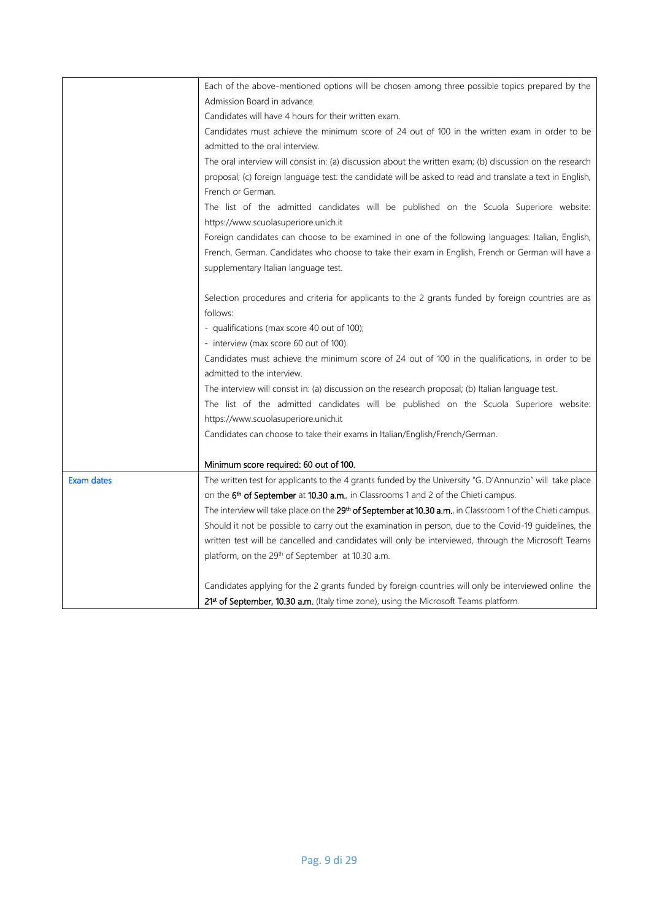| | |
|---|---|
| | Each of the above-mentioned options will be chosen among three possible topics prepared by the Admission Board in advance.<br>Candidates will have 4 hours for their written exam.<br>Candidates must achieve the minimum score of 24 out of 100 in the written exam in order to be admitted to the oral interview.<br>The oral interview will consist in: (a) discussion about the written exam; (b) discussion on the research proposal; (c) foreign language test: the candidate will be asked to read and translate a text in English, French or German.<br>The list of the admitted candidates will be published on the Scuola Superiore website: https://www.scuolasuperiore.unich.it<br>Foreign candidates can choose to be examined in one of the following languages: Italian, English, French, German. Candidates who choose to take their exam in English, French or German will have a supplementary Italian language test.<br><br>Selection procedures and criteria for applicants to the 2 grants funded by foreign countries are as follows:<br>- qualifications (max score 40 out of 100);<br>- interview (max score 60 out of 100).<br>Candidates must achieve the minimum score of 24 out of 100 in the qualifications, in order to be admitted to the interview.<br>The interview will consist in: (a) discussion on the research proposal; (b) Italian language test.<br>The list of the admitted candidates will be published on the Scuola Superiore website: https://www.scuolasuperiore.unich.it<br>Candidates can choose to take their exams in Italian/English/French/German.<br><br>**Minimum score required: 60 out of 100.** |
| Exam dates | The written test for applicants to the 4 grants funded by the University "G. D'Annunzio" will take place on the **6th of September** at **10.30 a.m.**, in Classrooms 1 and 2 of the Chieti campus.<br>The interview will take place on the **29th of September at 10.30 a.m.**, in Classroom 1 of the Chieti campus.<br>Should it not be possible to carry out the examination in person, due to the Covid-19 guidelines, the written test will be cancelled and candidates will only be interviewed, through the Microsoft Teams platform, on the 29th of September at 10.30 a.m.<br><br>Candidates applying for the 2 grants funded by foreign countries will only be interviewed online the **21st of September, 10.30 a.m.** (Italy time zone), using the Microsoft Teams platform. |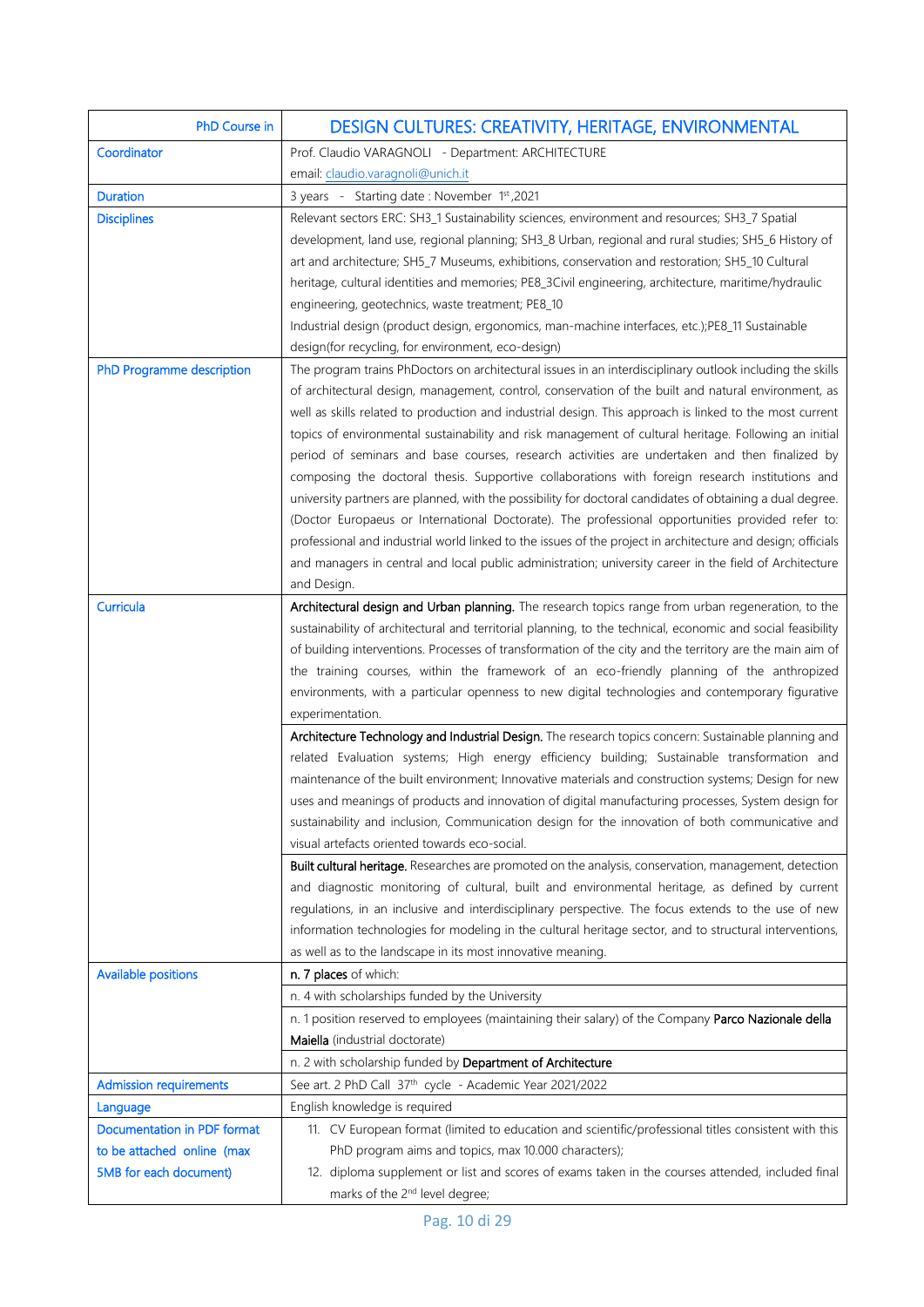| PhD Course in | DESIGN CULTURES: CREATIVITY, HERITAGE, ENVIRONMENTAL |
|---|---|
| Coordinator | Prof. Claudio VARAGNOLI - Department: ARCHITECTURE<br>email: claudio.varagnoli@unich.it |
| Duration | 3 years - Starting date : November 1st,2021 |
| Disciplines | Relevant sectors ERC: SH3_1 Sustainability sciences, environment and resources; SH3_7 Spatial development, land use, regional planning; SH3_8 Urban, regional and rural studies; SH5_6 History of art and architecture; SH5_7 Museums, exhibitions, conservation and restoration; SH5_10 Cultural heritage, cultural identities and memories; PE8_3Civil engineering, architecture, maritime/hydraulic engineering, geotechnics, waste treatment; PE8_10<br>Industrial design (product design, ergonomics, man-machine interfaces, etc.);PE8_11 Sustainable design(for recycling, for environment, eco-design) |
| PhD Programme description | The program trains PhDoctors on architectural issues in an interdisciplinary outlook including the skills of architectural design, management, control, conservation of the built and natural environment, as well as skills related to production and industrial design. This approach is linked to the most current topics of environmental sustainability and risk management of cultural heritage. Following an initial period of seminars and base courses, research activities are undertaken and then finalized by composing the doctoral thesis. Supportive collaborations with foreign research institutions and university partners are planned, with the possibility for doctoral candidates of obtaining a dual degree. (Doctor Europaeus or International Doctorate). The professional opportunities provided refer to: professional and industrial world linked to the issues of the project in architecture and design; officials and managers in central and local public administration; university career in the field of Architecture and Design. |
| Curricula | **Architectural design and Urban planning.** The research topics range from urban regeneration, to the sustainability of architectural and territorial planning, to the technical, economic and social feasibility of building interventions. Processes of transformation of the city and the territory are the main aim of the training courses, within the framework of an eco-friendly planning of the anthropized environments, with a particular openness to new digital technologies and contemporary figurative experimentation. |
| | **Architecture Technology and Industrial Design.** The research topics concern: Sustainable planning and related Evaluation systems; High energy efficiency building; Sustainable transformation and maintenance of the built environment; Innovative materials and construction systems; Design for new uses and meanings of products and innovation of digital manufacturing processes, System design for sustainability and inclusion, Communication design for the innovation of both communicative and visual artefacts oriented towards eco-social. |
| | **Built cultural heritage.** Researches are promoted on the analysis, conservation, management, detection and diagnostic monitoring of cultural, built and environmental heritage, as defined by current regulations, in an inclusive and interdisciplinary perspective. The focus extends to the use of new information technologies for modeling in the cultural heritage sector, and to structural interventions, as well as to the landscape in its most innovative meaning. |
| Available positions | **n. 7 places** of which: |
| | n. 4 with scholarships funded by the University |
| | n. 1 position reserved to employees (maintaining their salary) of the Company **Parco Nazionale della Maiella** (industrial doctorate) |
| | n. 2 with scholarship funded by **Department of Architecture** |
| Admission requirements | See art. 2 PhD Call 37th cycle - Academic Year 2021/2022 |
| Language | English knowledge is required |
| Documentation in PDF format to be attached online (max 5MB for each document) | 11. CV European format (limited to education and scientific/professional titles consistent with this PhD program aims and topics, max 10.000 characters);<br>12. diploma supplement or list and scores of exams taken in the courses attended, included final marks of the 2nd level degree; |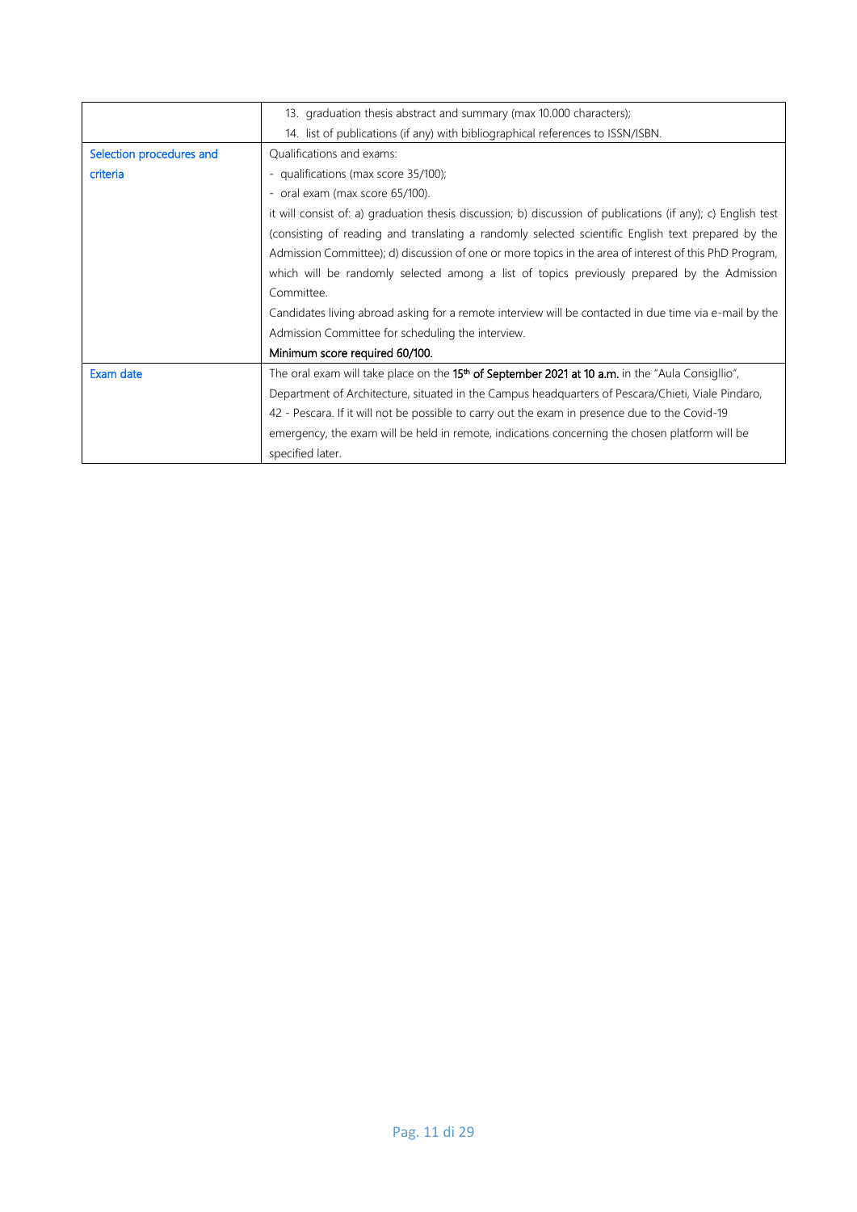| | |
|---|---|
| | 13. graduation thesis abstract and summary (max 10.000 characters);<br>14. list of publications (if any) with bibliographical references to ISSN/ISBN. |
| Selection procedures and criteria | Qualifications and exams:<br>- qualifications (max score 35/100);<br>- oral exam (max score 65/100).<br>it will consist of: a) graduation thesis discussion; b) discussion of publications (if any); c) English test (consisting of reading and translating a randomly selected scientific English text prepared by the Admission Committee); d) discussion of one or more topics in the area of interest of this PhD Program, which will be randomly selected among a list of topics previously prepared by the Admission Committee.<br>Candidates living abroad asking for a remote interview will be contacted in due time via e-mail by the Admission Committee for scheduling the interview.<br>**Minimum score required 60/100.** |
| Exam date | The oral exam will take place on the **15th of September 2021 at 10 a.m.** in the "Aula Consigllio", Department of Architecture, situated in the Campus headquarters of Pescara/Chieti, Viale Pindaro, 42 - Pescara. If it will not be possible to carry out the exam in presence due to the Covid-19 emergency, the exam will be held in remote, indications concerning the chosen platform will be specified later. |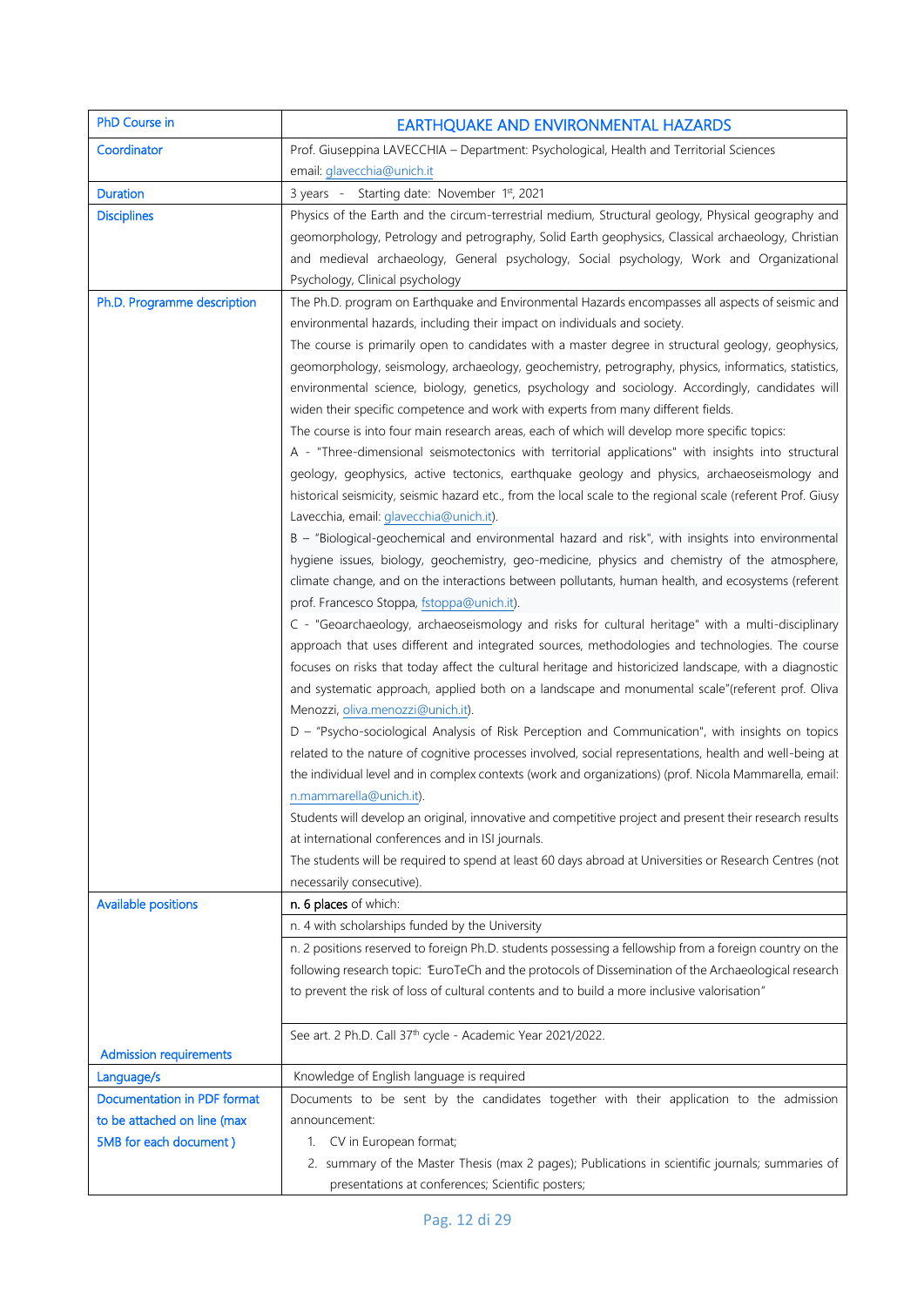| PhD Course in | EARTHQUAKE AND ENVIRONMENTAL HAZARDS |
|---|---|
| Coordinator | Prof. Giuseppina LAVECCHIA – Department: Psychological, Health and Territorial Sciences<br>email: glavecchia@unich.it |
| Duration | 3 years - Starting date: November 1st, 2021 |
| Disciplines | Physics of the Earth and the circum-terrestrial medium, Structural geology, Physical geography and geomorphology, Petrology and petrography, Solid Earth geophysics, Classical archaeology, Christian and medieval archaeology, General psychology, Social psychology, Work and Organizational Psychology, Clinical psychology |
| Ph.D. Programme description | The Ph.D. program on Earthquake and Environmental Hazards encompasses all aspects of seismic and environmental hazards, including their impact on individuals and society.<br>The course is primarily open to candidates with a master degree in structural geology, geophysics, geomorphology, seismology, archaeology, geochemistry, petrography, physics, informatics, statistics, environmental science, biology, genetics, psychology and sociology. Accordingly, candidates will widen their specific competence and work with experts from many different fields.<br>The course is into four main research areas, each of which will develop more specific topics:<br>A - "Three-dimensional seismotectonics with territorial applications" with insights into structural geology, geophysics, active tectonics, earthquake geology and physics, archaeoseismology and historical seismicity, seismic hazard etc., from the local scale to the regional scale (referent Prof. Giusy Lavecchia, email: glavecchia@unich.it).<br>B – "Biological-geochemical and environmental hazard and risk", with insights into environmental hygiene issues, biology, geochemistry, geo-medicine, physics and chemistry of the atmosphere, climate change, and on the interactions between pollutants, human health, and ecosystems (referent prof. Francesco Stoppa, fstoppa@unich.it).<br>C - "Geoarchaeology, archaeoseismology and risks for cultural heritage" with a multi-disciplinary approach that uses different and integrated sources, methodologies and technologies. The course focuses on risks that today affect the cultural heritage and historicized landscape, with a diagnostic and systematic approach, applied both on a landscape and monumental scale"(referent prof. Oliva Menozzi, oliva.menozzi@unich.it).<br>D – "Psycho-sociological Analysis of Risk Perception and Communication", with insights on topics related to the nature of cognitive processes involved, social representations, health and well-being at the individual level and in complex contexts (work and organizations) (prof. Nicola Mammarella, email: n.mammarella@unich.it).<br>Students will develop an original, innovative and competitive project and present their research results at international conferences and in ISI journals.<br>The students will be required to spend at least 60 days abroad at Universities or Research Centres (not necessarily consecutive). |
| Available positions | **n. 6 places** of which:<br>n. 4 with scholarships funded by the University<br>n. 2 positions reserved to foreign Ph.D. students possessing a fellowship from a foreign country on the following research topic: 'EuroTeCh and the protocols of Dissemination of the Archaeological research to prevent the risk of loss of cultural contents and to build a more inclusive valorisation" |
| Admission requirements | See art. 2 Ph.D. Call 37th cycle - Academic Year 2021/2022. |
| Language/s | Knowledge of English language is required |
| Documentation in PDF format to be attached on line (max 5MB for each document ) | Documents to be sent by the candidates together with their application to the admission announcement:<br>1. CV in European format;<br>2. summary of the Master Thesis (max 2 pages); Publications in scientific journals; summaries of presentations at conferences; Scientific posters; |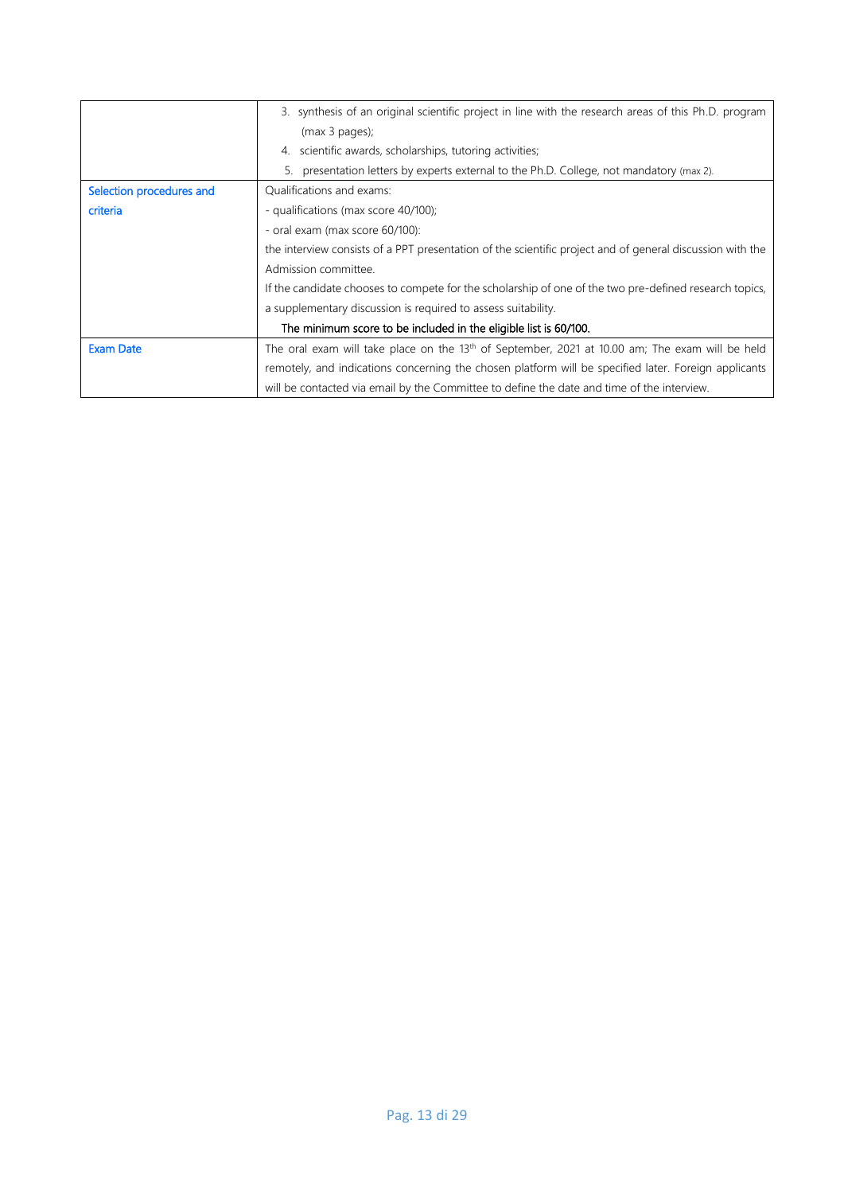| | |
|---|---|
| | 3. synthesis of an original scientific project in line with the research areas of this Ph.D. program (max 3 pages);<br>4. scientific awards, scholarships, tutoring activities;<br>5. presentation letters by experts external to the Ph.D. College, not mandatory (max 2). |
| Selection procedures and criteria | Qualifications and exams:<br>- qualifications (max score 40/100);<br>- oral exam (max score 60/100):<br>the interview consists of a PPT presentation of the scientific project and of general discussion with the Admission committee.<br>If the candidate chooses to compete for the scholarship of one of the two pre-defined research topics, a supplementary discussion is required to assess suitability.<br>The minimum score to be included in the eligible list is 60/100. |
| Exam Date | The oral exam will take place on the 13th of September, 2021 at 10.00 am; The exam will be held remotely, and indications concerning the chosen platform will be specified later. Foreign applicants will be contacted via email by the Committee to define the date and time of the interview. |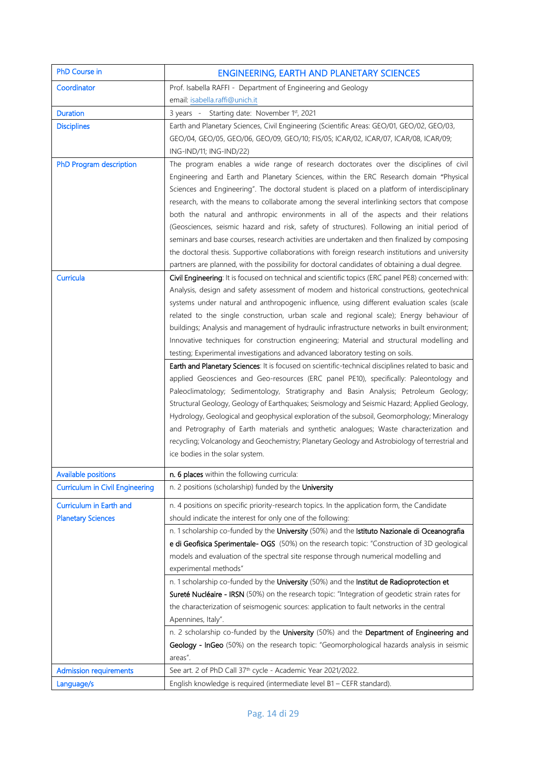| PhD Course in | ENGINEERING, EARTH AND PLANETARY SCIENCES |
|---|---|
| Coordinator | Prof. Isabella RAFFI - Department of Engineering and Geology<br>email: isabella.raffi@unich.it |
| Duration | 3 years - Starting date: November 1st, 2021 |
| Disciplines | Earth and Planetary Sciences, Civil Engineering (Scientific Areas: GEO/01, GEO/02, GEO/03, GEO/04, GEO/05, GEO/06, GEO/09, GEO/10; FIS/05; ICAR/02, ICAR/07, ICAR/08, ICAR/09; ING-IND/11; ING-IND/22) |
| PhD Program description | The program enables a wide range of research doctorates over the disciplines of civil Engineering and Earth and Planetary Sciences, within the ERC Research domain "Physical Sciences and Engineering". The doctoral student is placed on a platform of interdisciplinary research, with the means to collaborate among the several interlinking sectors that compose both the natural and anthropic environments in all of the aspects and their relations (Geosciences, seismic hazard and risk, safety of structures). Following an initial period of seminars and base courses, research activities are undertaken and then finalized by composing the doctoral thesis. Supportive collaborations with foreign research institutions and university partners are planned, with the possibility for doctoral candidates of obtaining a dual degree. |
| Curricula | **Civil Engineering**: It is focused on technical and scientific topics (ERC panel PE8) concerned with: Analysis, design and safety assessment of modern and historical constructions, geotechnical systems under natural and anthropogenic influence, using different evaluation scales (scale related to the single construction, urban scale and regional scale); Energy behaviour of buildings; Analysis and management of hydraulic infrastructure networks in built environment; Innovative techniques for construction engineering; Material and structural modelling and testing; Experimental investigations and advanced laboratory testing on soils. |
| | **Earth and Planetary Sciences**: It is focused on scientific-technical disciplines related to basic and applied Geosciences and Geo-resources (ERC panel PE10), specifically: Paleontology and Paleoclimatology; Sedimentology, Stratigraphy and Basin Analysis; Petroleum Geology; Structural Geology, Geology of Earthquakes; Seismology and Seismic Hazard; Applied Geology, Hydrology, Geological and geophysical exploration of the subsoil, Geomorphology; Mineralogy and Petrography of Earth materials and synthetic analogues; Waste characterization and recycling; Volcanology and Geochemistry; Planetary Geology and Astrobiology of terrestrial and ice bodies in the solar system. |
| Available positions | **n. 6 places** within the following curricula: |
| Curriculum in Civil Engineering | n. 2 positions (scholarship) funded by the **University** |
| Curriculum in Earth and Planetary Sciences | n. 4 positions on specific priority-research topics. In the application form, the Candidate should indicate the interest for only one of the following: |
| | n. 1 scholarship co-funded by the **University** (50%) and the **Istituto Nazionale di Oceanografia e di Geofisica Sperimentale- OGS** (50%) on the research topic: "Construction of 3D geological models and evaluation of the spectral site response through numerical modelling and experimental methods" |
| | n. 1 scholarship co-funded by the **University** (50%) and the **Institut de Radioprotection et Sureté Nucléaire - IRSN** (50%) on the research topic: "Integration of geodetic strain rates for the characterization of seismogenic sources: application to fault networks in the central Apennines, Italy". |
| | n. 2 scholarship co-funded by the **University** (50%) and the **Department of Engineering and Geology - InGeo** (50%) on the research topic: "Geomorphological hazards analysis in seismic areas". |
| Admission requirements | See art. 2 of PhD Call 37th cycle - Academic Year 2021/2022. |
| Language/s | English knowledge is required (intermediate level B1 – CEFR standard). |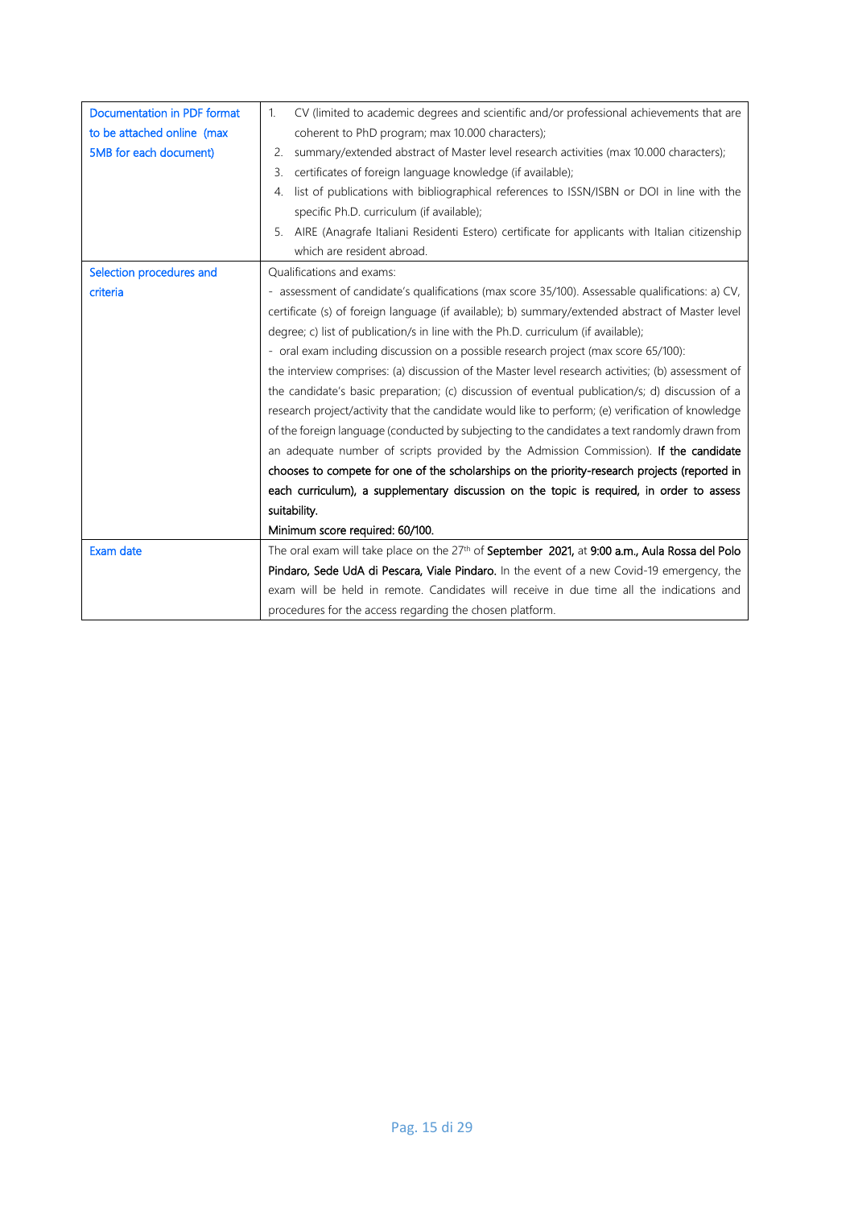| | |
|---|---|
| Documentation in PDF format to be attached online (max 5MB for each document) | 1. CV (limited to academic degrees and scientific and/or professional achievements that are coherent to PhD program; max 10.000 characters);<br>2. summary/extended abstract of Master level research activities (max 10.000 characters);<br>3. certificates of foreign language knowledge (if available);<br>4. list of publications with bibliographical references to ISSN/ISBN or DOI in line with the specific Ph.D. curriculum (if available);<br>5. AIRE (Anagrafe Italiani Residenti Estero) certificate for applicants with Italian citizenship which are resident abroad. |
| Selection procedures and criteria | Qualifications and exams:<br>- assessment of candidate's qualifications (max score 35/100). Assessable qualifications: a) CV, certificate (s) of foreign language (if available); b) summary/extended abstract of Master level degree; c) list of publication/s in line with the Ph.D. curriculum (if available);<br>- oral exam including discussion on a possible research project (max score 65/100):<br>the interview comprises: (a) discussion of the Master level research activities; (b) assessment of the candidate's basic preparation; (c) discussion of eventual publication/s; d) discussion of a research project/activity that the candidate would like to perform; (e) verification of knowledge of the foreign language (conducted by subjecting to the candidates a text randomly drawn from an adequate number of scripts provided by the Admission Commission). **If the candidate chooses to compete for one of the scholarships on the priority-research projects (reported in each curriculum), a supplementary discussion on the topic is required, in order to assess suitability.**<br>**Minimum score required: 60/100.** |
| Exam date | The oral exam will take place on the 27th of **September 2021,** at **9:00 a.m., Aula Rossa del Polo Pindaro, Sede UdA di Pescara, Viale Pindaro.** In the event of a new Covid-19 emergency, the exam will be held in remote. Candidates will receive in due time all the indications and procedures for the access regarding the chosen platform. |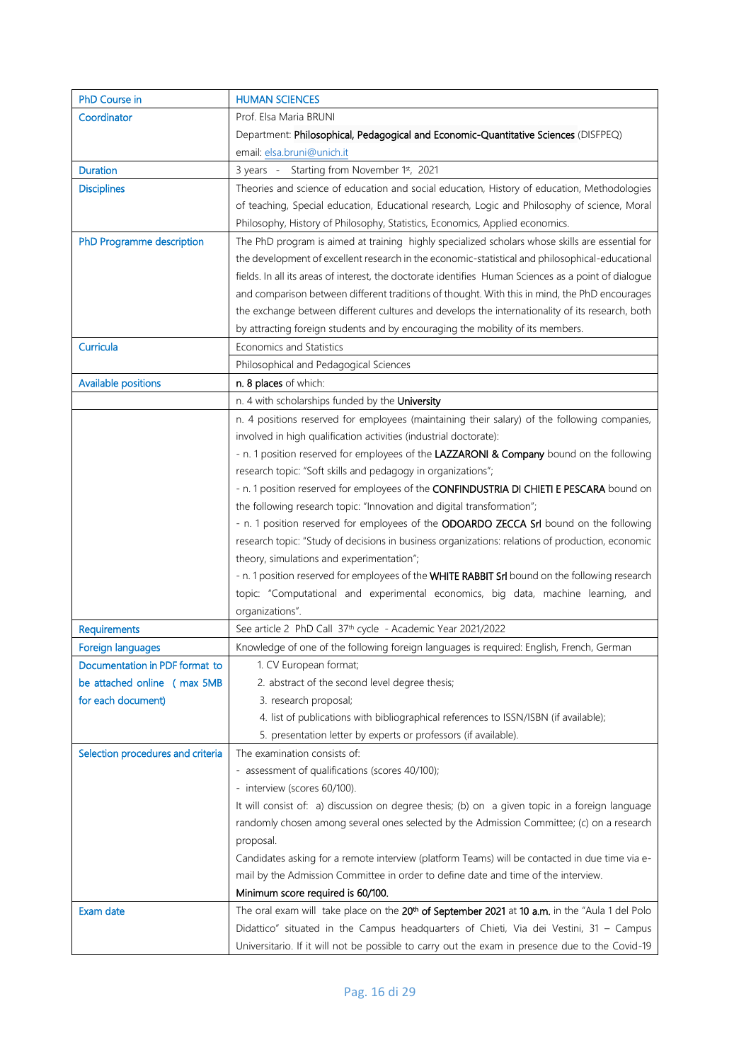| PhD Course in | HUMAN SCIENCES |
|---|---|
| Coordinator | Prof. Elsa Maria BRUNI<br>Department: **Philosophical, Pedagogical and Economic-Quantitative Sciences** (DISFPEQ)<br>email: elsa.bruni@unich.it |
| Duration | 3 years - Starting from November 1st, 2021 |
| Disciplines | Theories and science of education and social education, History of education, Methodologies of teaching, Special education, Educational research, Logic and Philosophy of science, Moral Philosophy, History of Philosophy, Statistics, Economics, Applied economics. |
| PhD Programme description | The PhD program is aimed at training highly specialized scholars whose skills are essential for the development of excellent research in the economic-statistical and philosophical-educational fields. In all its areas of interest, the doctorate identifies Human Sciences as a point of dialogue and comparison between different traditions of thought. With this in mind, the PhD encourages the exchange between different cultures and develops the internationality of its research, both by attracting foreign students and by encouraging the mobility of its members. |
| Curricula | Economics and Statistics |
| | Philosophical and Pedagogical Sciences |
| Available positions | **n. 8 places** of which: |
| | n. 4 with scholarships funded by the **University** |
| | n. 4 positions reserved for employees (maintaining their salary) of the following companies, involved in high qualification activities (industrial doctorate):<br>- n. 1 position reserved for employees of the **LAZZARONI & Company** bound on the following research topic: "Soft skills and pedagogy in organizations";<br>- n. 1 position reserved for employees of the **CONFINDUSTRIA DI CHIETI E PESCARA** bound on the following research topic: "Innovation and digital transformation";<br>- n. 1 position reserved for employees of the **ODOARDO ZECCA Srl** bound on the following research topic: "Study of decisions in business organizations: relations of production, economic theory, simulations and experimentation";<br>- n. 1 position reserved for employees of the **WHITE RABBIT Srl** bound on the following research topic: "Computational and experimental economics, big data, machine learning, and organizations". |
| Requirements | See article 2 PhD Call 37th cycle - Academic Year 2021/2022 |
| Foreign languages | Knowledge of one of the following foreign languages is required: English, French, German |
| Documentation in PDF format to be attached online ( max 5MB for each document) | 1. CV European format;<br>2. abstract of the second level degree thesis;<br>3. research proposal;<br>4. list of publications with bibliographical references to ISSN/ISBN (if available);<br>5. presentation letter by experts or professors (if available). |
| Selection procedures and criteria | The examination consists of:<br>- assessment of qualifications (scores 40/100);<br>- interview (scores 60/100).<br>It will consist of: a) discussion on degree thesis; (b) on a given topic in a foreign language randomly chosen among several ones selected by the Admission Committee; (c) on a research proposal.<br>Candidates asking for a remote interview (platform Teams) will be contacted in due time via e-mail by the Admission Committee in order to define date and time of the interview.<br>**Minimum score required is 60/100.** |
| Exam date | The oral exam will take place on the **20th of September 2021** at **10 a.m.** in the "Aula 1 del Polo Didattico" situated in the Campus headquarters of Chieti, Via dei Vestini, 31 – Campus Universitario. If it will not be possible to carry out the exam in presence due to the Covid-19 |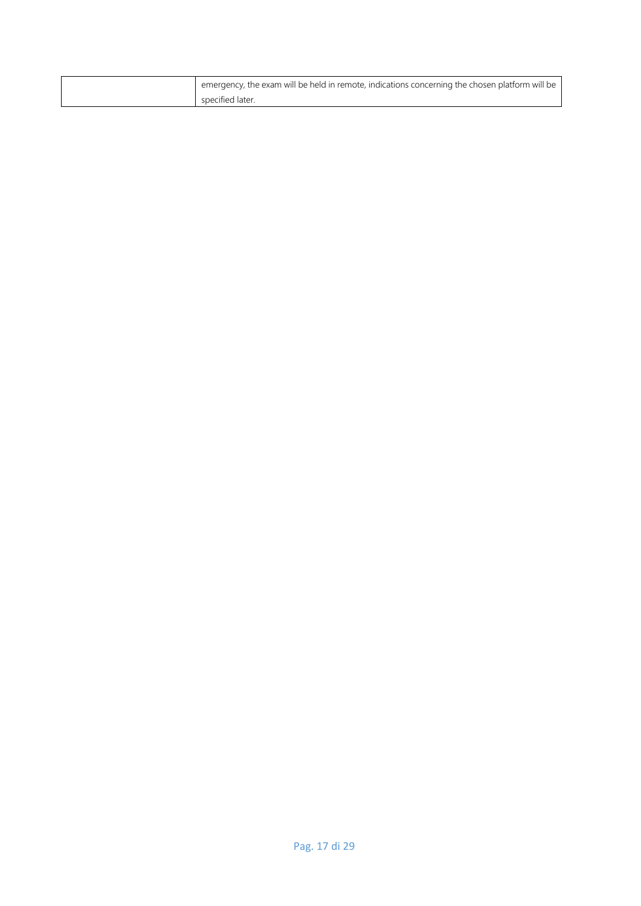| | |
|---|---|
| | emergency, the exam will be held in remote, indications concerning the chosen platform will be specified later. |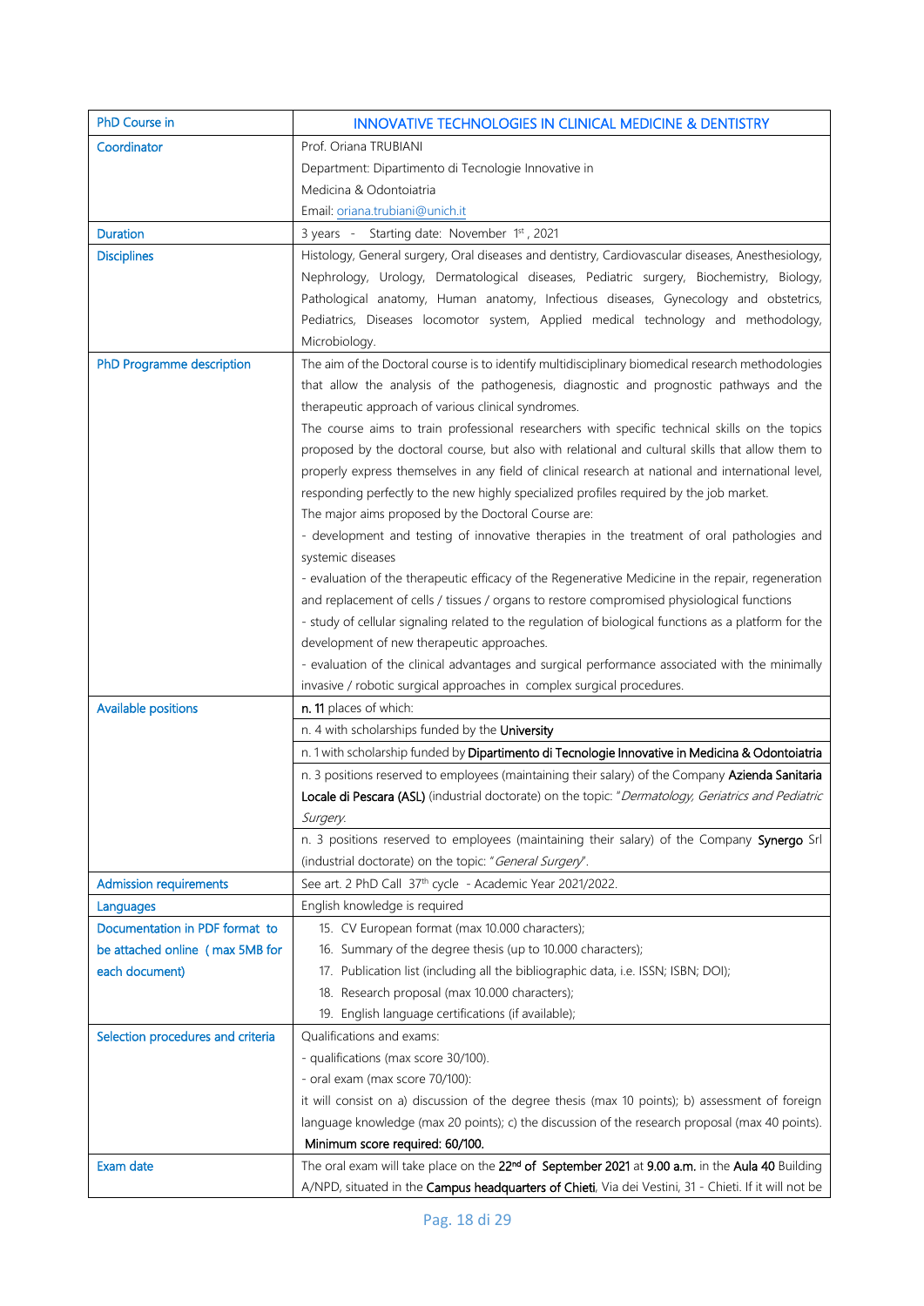| PhD Course in | INNOVATIVE TECHNOLOGIES IN CLINICAL MEDICINE & DENTISTRY |
|---|---|
| Coordinator | Prof. Oriana TRUBIANI<br>Department: Dipartimento di Tecnologie Innovative in<br>Medicina & Odontoiatria<br>Email: oriana.trubiani@unich.it |
| Duration | 3 years - Starting date: November 1st , 2021 |
| Disciplines | Histology, General surgery, Oral diseases and dentistry, Cardiovascular diseases, Anesthesiology, Nephrology, Urology, Dermatological diseases, Pediatric surgery, Biochemistry, Biology, Pathological anatomy, Human anatomy, Infectious diseases, Gynecology and obstetrics, Pediatrics, Diseases locomotor system, Applied medical technology and methodology, Microbiology. |
| PhD Programme description | The aim of the Doctoral course is to identify multidisciplinary biomedical research methodologies that allow the analysis of the pathogenesis, diagnostic and prognostic pathways and the therapeutic approach of various clinical syndromes.<br>The course aims to train professional researchers with specific technical skills on the topics proposed by the doctoral course, but also with relational and cultural skills that allow them to properly express themselves in any field of clinical research at national and international level, responding perfectly to the new highly specialized profiles required by the job market.<br>The major aims proposed by the Doctoral Course are:<br>- development and testing of innovative therapies in the treatment of oral pathologies and systemic diseases<br>- evaluation of the therapeutic efficacy of the Regenerative Medicine in the repair, regeneration and replacement of cells / tissues / organs to restore compromised physiological functions<br>- study of cellular signaling related to the regulation of biological functions as a platform for the development of new therapeutic approaches.<br>- evaluation of the clinical advantages and surgical performance associated with the minimally invasive / robotic surgical approaches in complex surgical procedures. |
| Available positions | **n. 11** places of which: |
| | n. 4 with scholarships funded by the **University** |
| | n. 1 with scholarship funded by **Dipartimento di Tecnologie Innovative in Medicina & Odontoiatria** |
| | n. 3 positions reserved to employees (maintaining their salary) of the Company **Azienda Sanitaria Locale di Pescara (ASL)** (industrial doctorate) on the topic: "*Dermatology, Geriatrics and Pediatric Surgery.* |
| | n. 3 positions reserved to employees (maintaining their salary) of the Company **Synergo** Srl (industrial doctorate) on the topic: "*General Surgery*". |
| Admission requirements | See art. 2 PhD Call 37th cycle - Academic Year 2021/2022. |
| Languages | English knowledge is required |
| Documentation in PDF format to be attached online ( max 5MB for each document) | 15. CV European format (max 10.000 characters);<br>16. Summary of the degree thesis (up to 10.000 characters);<br>17. Publication list (including all the bibliographic data, i.e. ISSN; ISBN; DOI);<br>18. Research proposal (max 10.000 characters);<br>19. English language certifications (if available); |
| Selection procedures and criteria | Qualifications and exams:<br>- qualifications (max score 30/100).<br>- oral exam (max score 70/100):<br>it will consist on a) discussion of the degree thesis (max 10 points); b) assessment of foreign language knowledge (max 20 points); c) the discussion of the research proposal (max 40 points).<br>**Minimum score required: 60/100.** |
| Exam date | The oral exam will take place on the **22nd of September 2021** at **9.00 a.m.** in the **Aula 40** Building A/NPD, situated in the **Campus headquarters of Chieti**, Via dei Vestini, 31 - Chieti. If it will not be |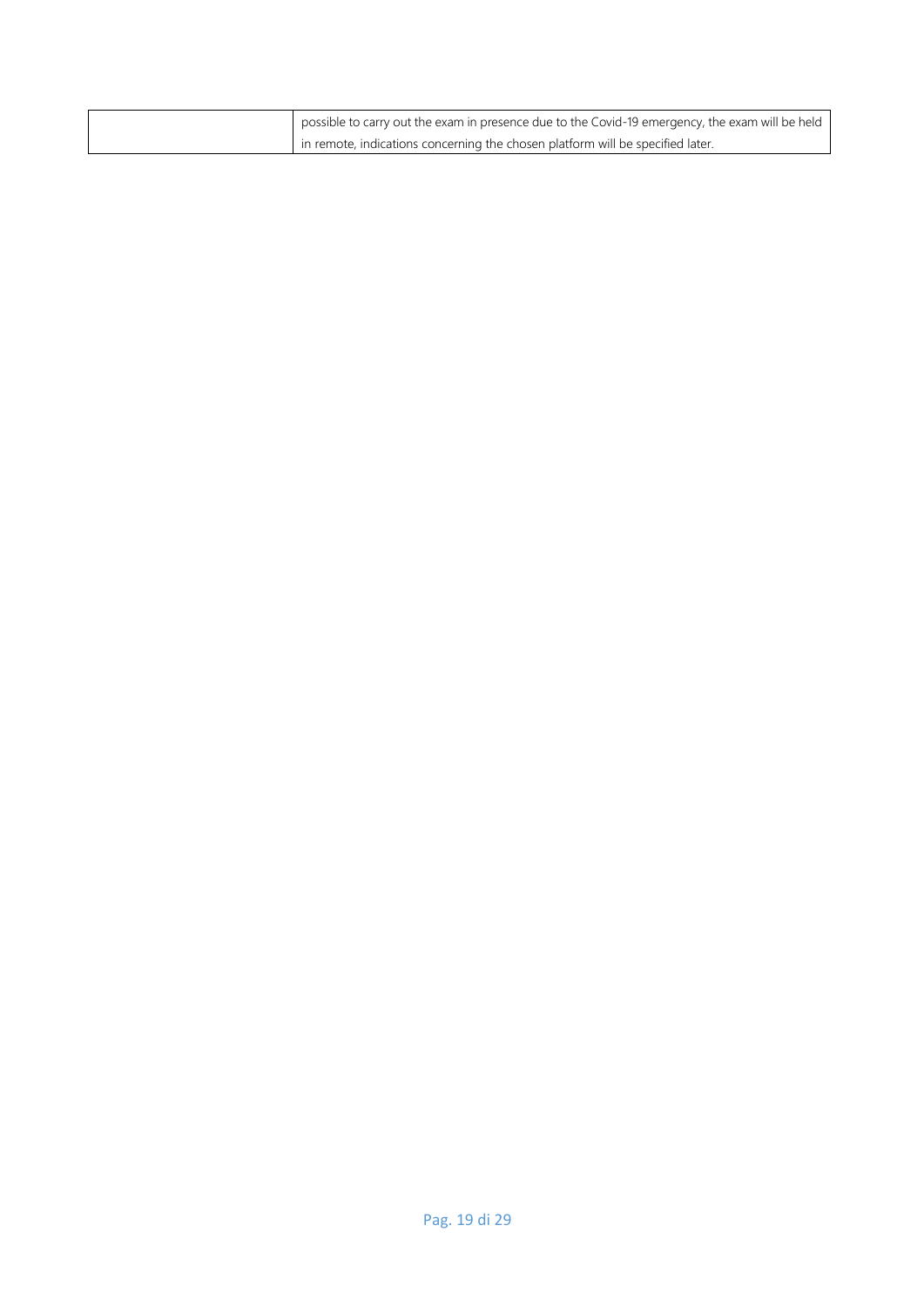| | |
|---|---|
| | possible to carry out the exam in presence due to the Covid-19 emergency, the exam will be held in remote, indications concerning the chosen platform will be specified later. |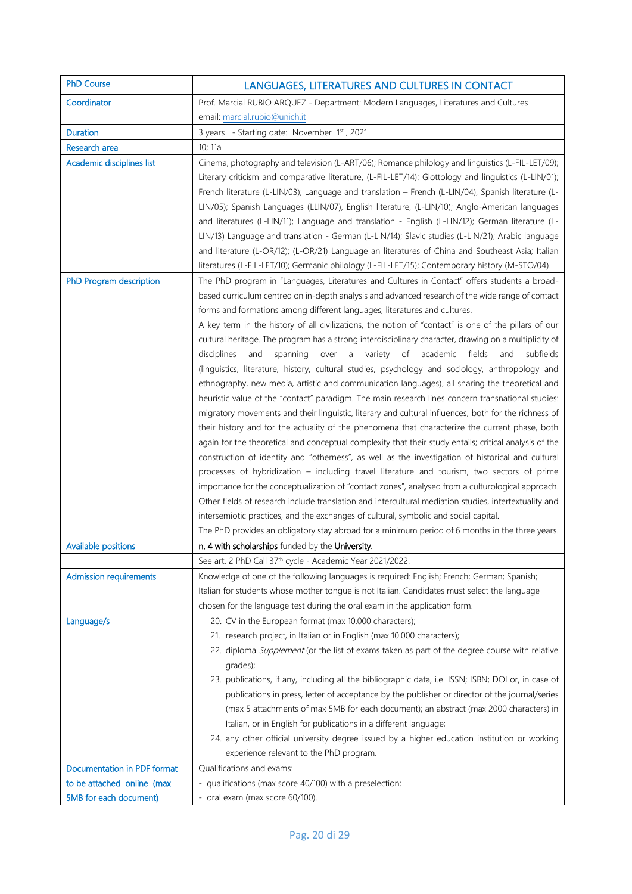| PhD Course | LANGUAGES, LITERATURES AND CULTURES IN CONTACT |
|---|---|
| Coordinator | Prof. Marcial RUBIO ARQUEZ - Department: Modern Languages, Literatures and Cultures<br>email: marcial.rubio@unich.it |
| Duration | 3 years - Starting date: November 1st , 2021 |
| Research area | 10; 11a |
| Academic disciplines list | Cinema, photography and television (L-ART/06); Romance philology and linguistics (L-FIL-LET/09); Literary criticism and comparative literature, (L-FIL-LET/14); Glottology and linguistics (L-LIN/01); French literature (L-LIN/03); Language and translation – French (L-LIN/04), Spanish literature (L-LIN/05); Spanish Languages (LLIN/07), English literature, (L-LIN/10); Anglo-American languages and literatures (L-LIN/11); Language and translation - English (L-LIN/12); German literature (L-LIN/13) Language and translation - German (L-LIN/14); Slavic studies (L-LIN/21); Arabic language and literature (L-OR/12); (L-OR/21) Language an literatures of China and Southeast Asia; Italian literatures (L-FIL-LET/10); Germanic philology (L-FIL-LET/15); Contemporary history (M-STO/04). |
| PhD Program description | The PhD program in "Languages, Literatures and Cultures in Contact" offers students a broad-based curriculum centred on in-depth analysis and advanced research of the wide range of contact forms and formations among different languages, literatures and cultures.<br>A key term in the history of all civilizations, the notion of "contact" is one of the pillars of our cultural heritage. The program has a strong interdisciplinary character, drawing on a multiplicity of disciplines and spanning over a variety of academic fields and subfields (linguistics, literature, history, cultural studies, psychology and sociology, anthropology and ethnography, new media, artistic and communication languages), all sharing the theoretical and heuristic value of the "contact" paradigm. The main research lines concern transnational studies: migratory movements and their linguistic, literary and cultural influences, both for the richness of their history and for the actuality of the phenomena that characterize the current phase, both again for the theoretical and conceptual complexity that their study entails; critical analysis of the construction of identity and "otherness", as well as the investigation of historical and cultural processes of hybridization – including travel literature and tourism, two sectors of prime importance for the conceptualization of "contact zones", analysed from a culturological approach. Other fields of research include translation and intercultural mediation studies, intertextuality and intersemiotic practices, and the exchanges of cultural, symbolic and social capital.<br>The PhD provides an obligatory stay abroad for a minimum period of 6 months in the three years. |
| Available positions | **n. 4 with scholarships** funded by the **University**. |
| | See art. 2 PhD Call 37th cycle - Academic Year 2021/2022. |
| Admission requirements | Knowledge of one of the following languages is required: English; French; German; Spanish; Italian for students whose mother tongue is not Italian. Candidates must select the language chosen for the language test during the oral exam in the application form. |
| Language/s | 20. CV in the European format (max 10.000 characters);<br>21. research project, in Italian or in English (max 10.000 characters);<br>22. diploma *Supplement* (or the list of exams taken as part of the degree course with relative grades);<br>23. publications, if any, including all the bibliographic data, i.e. ISSN; ISBN; DOI or, in case of publications in press, letter of acceptance by the publisher or director of the journal/series (max 5 attachments of max 5MB for each document); an abstract (max 2000 characters) in Italian, or in English for publications in a different language;<br>24. any other official university degree issued by a higher education institution or working experience relevant to the PhD program. |
| Documentation in PDF format to be attached online (max 5MB for each document) | Qualifications and exams:<br>- qualifications (max score 40/100) with a preselection;<br>- oral exam (max score 60/100). |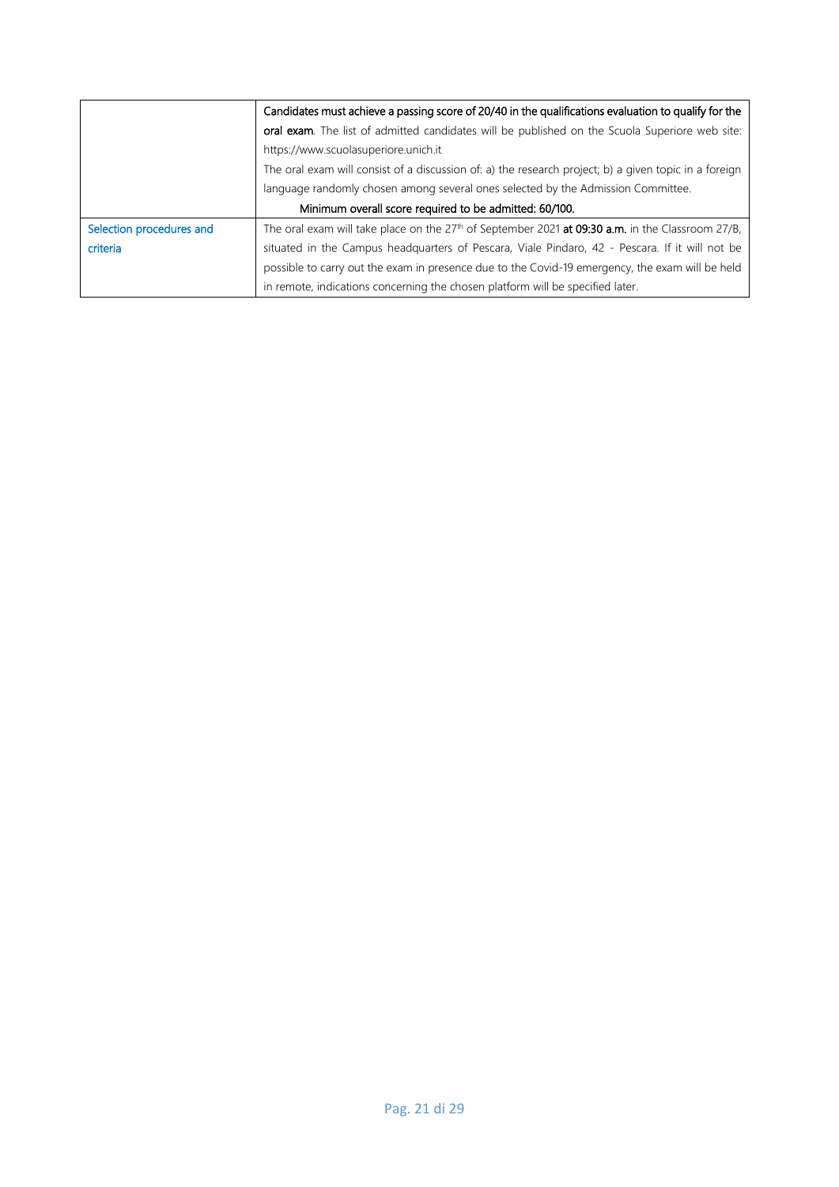| | |
|---|---|
| | **Candidates must achieve a passing score of 20/40 in the qualifications evaluation to qualify for the oral exam**. The list of admitted candidates will be published on the Scuola Superiore web site: https://www.scuolasuperiore.unich.it<br>The oral exam will consist of a discussion of: a) the research project; b) a given topic in a foreign language randomly chosen among several ones selected by the Admission Committee.<br>**Minimum overall score required to be admitted: 60/100.** |
| Selection procedures and criteria | The oral exam will take place on the 27th of September 2021 **at 09:30 a.m.** in the Classroom 27/B, situated in the Campus headquarters of Pescara, Viale Pindaro, 42 - Pescara. If it will not be possible to carry out the exam in presence due to the Covid-19 emergency, the exam will be held in remote, indications concerning the chosen platform will be specified later. |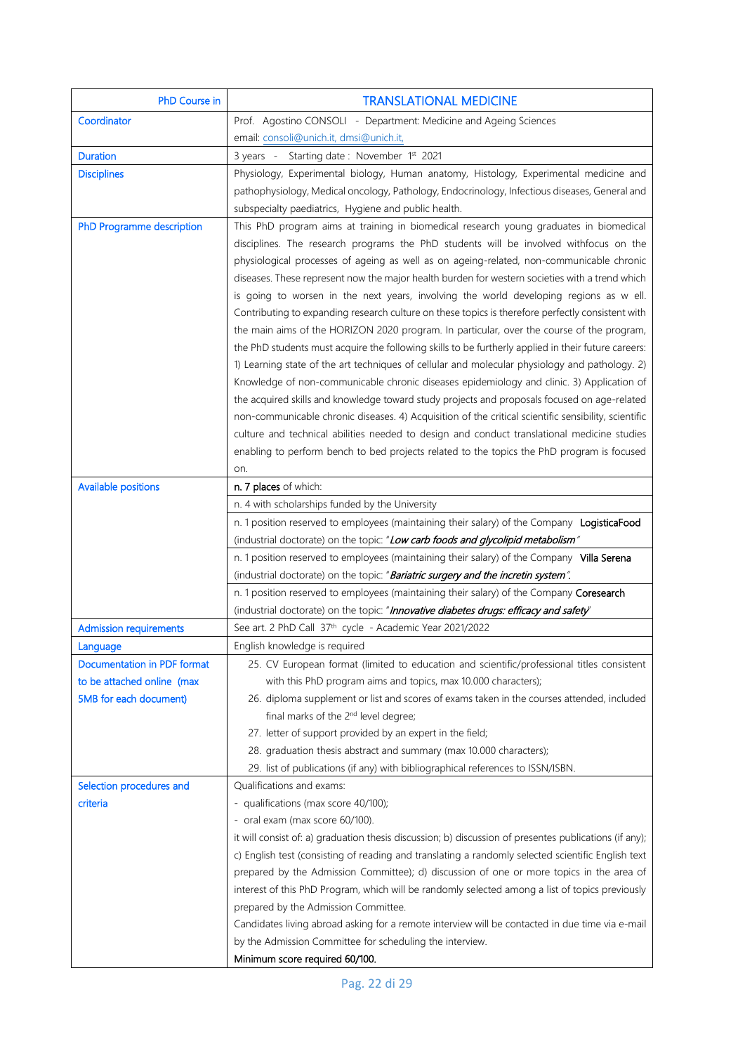| PhD Course in | TRANSLATIONAL MEDICINE |
|---|---|
| Coordinator | Prof. Agostino CONSOLI - Department: Medicine and Ageing Sciences<br>email: consoli@unich.it, dmsi@unich.it, |
| Duration | 3 years - Starting date : November 1st 2021 |
| Disciplines | Physiology, Experimental biology, Human anatomy, Histology, Experimental medicine and pathophysiology, Medical oncology, Pathology, Endocrinology, Infectious diseases, General and subspecialty paediatrics, Hygiene and public health. |
| PhD Programme description | This PhD program aims at training in biomedical research young graduates in biomedical disciplines. The research programs the PhD students will be involved withfocus on the physiological processes of ageing as well as on ageing-related, non-communicable chronic diseases. These represent now the major health burden for western societies with a trend which is going to worsen in the next years, involving the world developing regions as w ell. Contributing to expanding research culture on these topics is therefore perfectly consistent with the main aims of the HORIZON 2020 program. In particular, over the course of the program, the PhD students must acquire the following skills to be furtherly applied in their future careers: 1) Learning state of the art techniques of cellular and molecular physiology and pathology. 2) Knowledge of non-communicable chronic diseases epidemiology and clinic. 3) Application of the acquired skills and knowledge toward study projects and proposals focused on age-related non-communicable chronic diseases. 4) Acquisition of the critical scientific sensibility, scientific culture and technical abilities needed to design and conduct translational medicine studies enabling to perform bench to bed projects related to the topics the PhD program is focused on. |
| Available positions | **n. 7 places** of which: |
| | n. 4 with scholarships funded by the University |
| | n. 1 position reserved to employees (maintaining their salary) of the Company **LogisticaFood** (industrial doctorate) on the topic: "***Low carb foods and glycolipid metabolism***" |
| | n. 1 position reserved to employees (maintaining their salary) of the Company **Villa Serena** (industrial doctorate) on the topic: "***Bariatric surgery and the incretin system***". |
| | n. 1 position reserved to employees (maintaining their salary) of the Company **Coresearch** (industrial doctorate) on the topic: "***Innovative diabetes drugs: efficacy and safety***" |
| Admission requirements | See art. 2 PhD Call 37th cycle - Academic Year 2021/2022 |
| Language | English knowledge is required |
| Documentation in PDF format to be attached online (max 5MB for each document) | 25. CV European format (limited to education and scientific/professional titles consistent with this PhD program aims and topics, max 10.000 characters);<br>26. diploma supplement or list and scores of exams taken in the courses attended, included final marks of the 2nd level degree;<br>27. letter of support provided by an expert in the field;<br>28. graduation thesis abstract and summary (max 10.000 characters);<br>29. list of publications (if any) with bibliographical references to ISSN/ISBN. |
| Selection procedures and criteria | Qualifications and exams:<br>- qualifications (max score 40/100);<br>- oral exam (max score 60/100).<br>it will consist of: a) graduation thesis discussion; b) discussion of presentes publications (if any); c) English test (consisting of reading and translating a randomly selected scientific English text prepared by the Admission Committee); d) discussion of one or more topics in the area of interest of this PhD Program, which will be randomly selected among a list of topics previously prepared by the Admission Committee.<br>Candidates living abroad asking for a remote interview will be contacted in due time via e-mail by the Admission Committee for scheduling the interview.<br>**Minimum score required 60/100.** |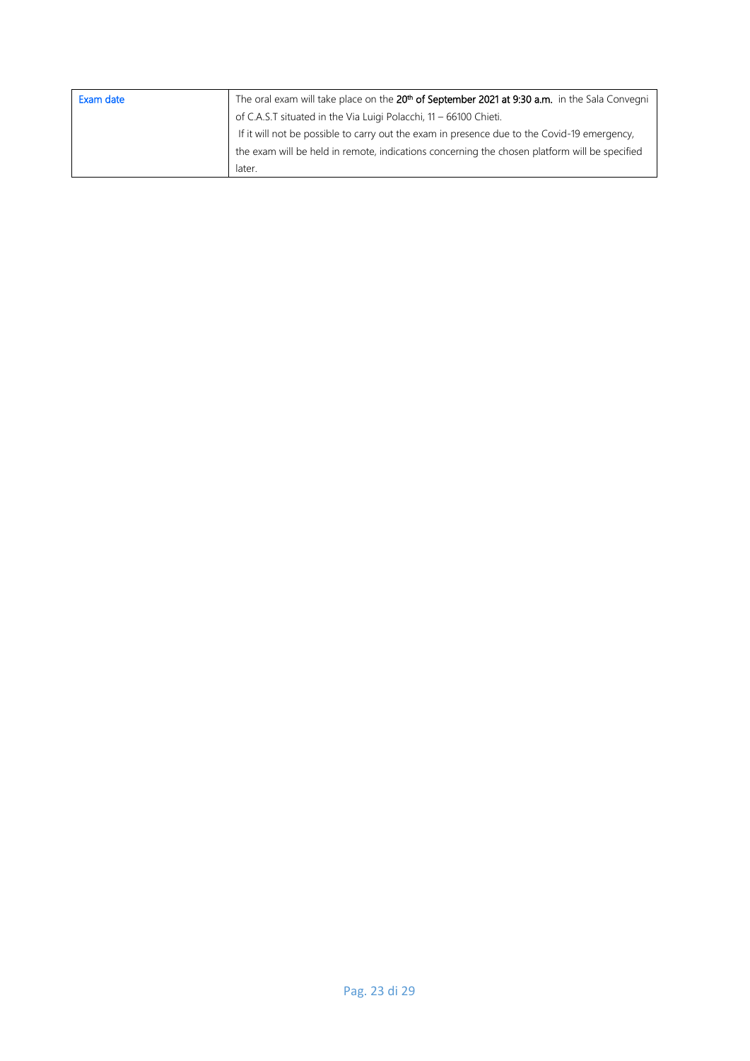| Exam date | The oral exam will take place on the **20th of September 2021 at 9:30 a.m.** in the Sala Convegni of C.A.S.T situated in the Via Luigi Polacchi, 11 – 66100 Chieti. If it will not be possible to carry out the exam in presence due to the Covid-19 emergency, the exam will be held in remote, indications concerning the chosen platform will be specified later. |
|---|---|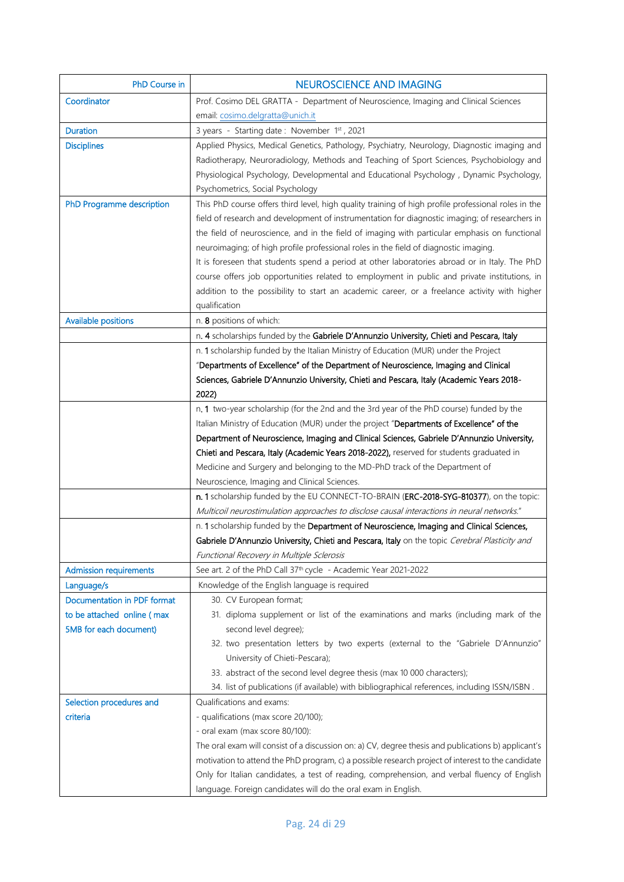| PhD Course in | NEUROSCIENCE AND IMAGING |
|---|---|
| Coordinator | Prof. Cosimo DEL GRATTA - Department of Neuroscience, Imaging and Clinical Sciences<br>email: cosimo.delgratta@unich.it |
| Duration | 3 years - Starting date : November 1st , 2021 |
| Disciplines | Applied Physics, Medical Genetics, Pathology, Psychiatry, Neurology, Diagnostic imaging and Radiotherapy, Neuroradiology, Methods and Teaching of Sport Sciences, Psychobiology and Physiological Psychology, Developmental and Educational Psychology , Dynamic Psychology, Psychometrics, Social Psychology |
| PhD Programme description | This PhD course offers third level, high quality training of high profile professional roles in the field of research and development of instrumentation for diagnostic imaging; of researchers in the field of neuroscience, and in the field of imaging with particular emphasis on functional neuroimaging; of high profile professional roles in the field of diagnostic imaging.<br>It is foreseen that students spend a period at other laboratories abroad or in Italy. The PhD course offers job opportunities related to employment in public and private institutions, in addition to the possibility to start an academic career, or a freelance activity with higher qualification |
| Available positions | n. **8** positions of which: |
| | n. **4** scholarships funded by the **Gabriele D'Annunzio University, Chieti and Pescara, Italy** |
| | n. **1** scholarship funded by the Italian Ministry of Education (MUR) under the Project "**Departments of Excellence" of the Department of Neuroscience, Imaging and Clinical Sciences, Gabriele D'Annunzio University, Chieti and Pescara, Italy (Academic Years 2018-2022)** |
| | n. **1** two-year scholarship (for the 2nd and the 3rd year of the PhD course) funded by the Italian Ministry of Education (MUR) under the project "**Departments of Excellence" of the Department of Neuroscience, Imaging and Clinical Sciences, Gabriele D'Annunzio University, Chieti and Pescara, Italy (Academic Years 2018-2022),** reserved for students graduated in Medicine and Surgery and belonging to the MD-PhD track of the Department of Neuroscience, Imaging and Clinical Sciences. |
| | **n. 1** scholarship funded by the EU CONNECT-TO-BRAIN (**ERC-2018-SYG-810377**), on the topic: *Multicoil neurostimulation approaches to disclose causal interactions in neural networks."* |
| | n. **1** scholarship funded by the **Department of Neuroscience, Imaging and Clinical Sciences, Gabriele D'Annunzio University, Chieti and Pescara, Italy** on the topic *Cerebral Plasticity and Functional Recovery in Multiple Sclerosis* |
| Admission requirements | See art. 2 of the PhD Call 37th cycle - Academic Year 2021-2022 |
| Language/s | Knowledge of the English language is required |
| Documentation in PDF format to be attached online ( max 5MB for each document) | 30. CV European format;<br>31. diploma supplement or list of the examinations and marks (including mark of the second level degree);<br>32. two presentation letters by two experts (external to the "Gabriele D'Annunzio" University of Chieti-Pescara);<br>33. abstract of the second level degree thesis (max 10 000 characters);<br>34. list of publications (if available) with bibliographical references, including ISSN/ISBN . |
| Selection procedures and criteria | Qualifications and exams:<br>- qualifications (max score 20/100);<br>- oral exam (max score 80/100):<br>The oral exam will consist of a discussion on: a) CV, degree thesis and publications b) applicant's motivation to attend the PhD program, c) a possible research project of interest to the candidate Only for Italian candidates, a test of reading, comprehension, and verbal fluency of English language. Foreign candidates will do the oral exam in English. |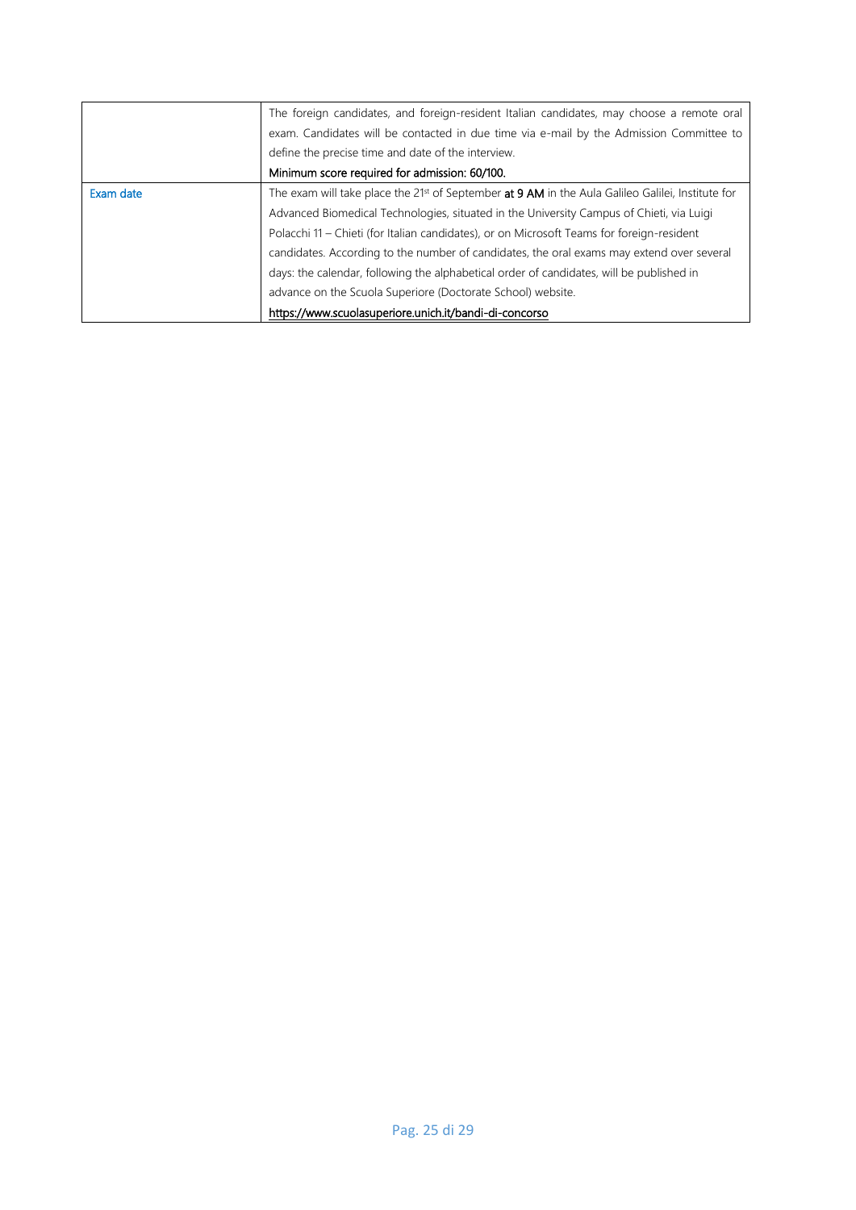| | |
|---|---|
| | The foreign candidates, and foreign-resident Italian candidates, may choose a remote oral exam. Candidates will be contacted in due time via e-mail by the Admission Committee to define the precise time and date of the interview.<br>**Minimum score required for admission: 60/100.** |
| Exam date | The exam will take place the 21st of September **at 9 AM** in the Aula Galileo Galilei, Institute for Advanced Biomedical Technologies, situated in the University Campus of Chieti, via Luigi Polacchi 11 – Chieti (for Italian candidates), or on Microsoft Teams for foreign-resident candidates. According to the number of candidates, the oral exams may extend over several days: the calendar, following the alphabetical order of candidates, will be published in advance on the Scuola Superiore (Doctorate School) website.<br>https://www.scuolasuperiore.unich.it/bandi-di-concorso |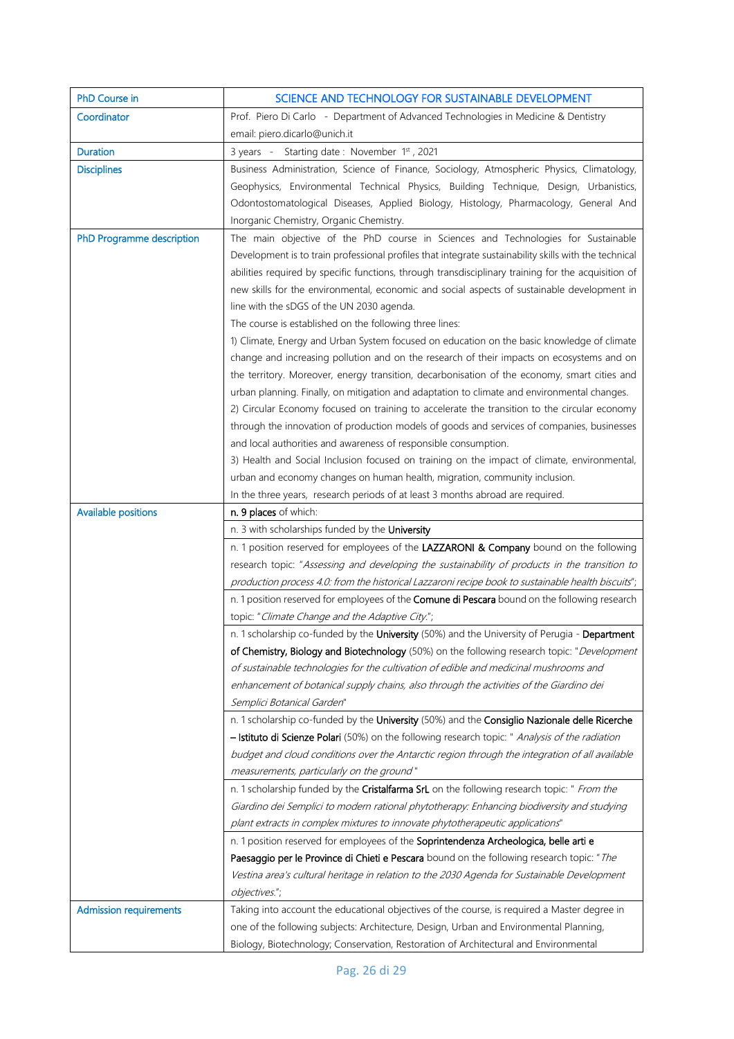| PhD Course in | SCIENCE AND TECHNOLOGY FOR SUSTAINABLE DEVELOPMENT |
|---|---|
| Coordinator | Prof. Piero Di Carlo - Department of Advanced Technologies in Medicine & Dentistry<br>email: piero.dicarlo@unich.it |
| Duration | 3 years - Starting date : November 1st , 2021 |
| Disciplines | Business Administration, Science of Finance, Sociology, Atmospheric Physics, Climatology, Geophysics, Environmental Technical Physics, Building Technique, Design, Urbanistics, Odontostomatological Diseases, Applied Biology, Histology, Pharmacology, General And Inorganic Chemistry, Organic Chemistry. |
| PhD Programme description | The main objective of the PhD course in Sciences and Technologies for Sustainable Development is to train professional profiles that integrate sustainability skills with the technical abilities required by specific functions, through transdisciplinary training for the acquisition of new skills for the environmental, economic and social aspects of sustainable development in line with the sDGS of the UN 2030 agenda.<br>The course is established on the following three lines:<br>1) Climate, Energy and Urban System focused on education on the basic knowledge of climate change and increasing pollution and on the research of their impacts on ecosystems and on the territory. Moreover, energy transition, decarbonisation of the economy, smart cities and urban planning. Finally, on mitigation and adaptation to climate and environmental changes.<br>2) Circular Economy focused on training to accelerate the transition to the circular economy through the innovation of production models of goods and services of companies, businesses and local authorities and awareness of responsible consumption.<br>3) Health and Social Inclusion focused on training on the impact of climate, environmental, urban and economy changes on human health, migration, community inclusion.<br>In the three years, research periods of at least 3 months abroad are required. |
| Available positions | **n. 9 places** of which: |
| | n. 3 with scholarships funded by the **University** |
| | n. 1 position reserved for employees of the **LAZZARONI & Company** bound on the following research topic: "*Assessing and developing the sustainability of products in the transition to production process 4.0: from the historical Lazzaroni recipe book to sustainable health biscuits*"; |
| | n. 1 position reserved for employees of the **Comune di Pescara** bound on the following research topic: "*Climate Change and the Adaptive City.*"; |
| | n. 1 scholarship co-funded by the **University** (50%) and the University of Perugia - **Department of Chemistry, Biology and Biotechnology** (50%) on the following research topic: "*Development of sustainable technologies for the cultivation of edible and medicinal mushrooms and enhancement of botanical supply chains, also through the activities of the Giardino dei Semplici Botanical Garden*" |
| | n. 1 scholarship co-funded by the **University** (50%) and the **Consiglio Nazionale delle Ricerche – Istituto di Scienze Polari** (50%) on the following research topic: " *Analysis of the radiation budget and cloud conditions over the Antarctic region through the integration of all available measurements, particularly on the ground* " |
| | n. 1 scholarship funded by the **Cristalfarma SrL** on the following research topic: " *From the Giardino dei Semplici to modern rational phytotherapy: Enhancing biodiversity and studying plant extracts in complex mixtures to innovate phytotherapeutic applications*" |
| | n. 1 position reserved for employees of the **Soprintendenza Archeologica, belle arti e Paesaggio per le Province di Chieti e Pescara** bound on the following research topic: "*The Vestina area's cultural heritage in relation to the 2030 Agenda for Sustainable Development objectives.*"; |
| Admission requirements | Taking into account the educational objectives of the course, is required a Master degree in one of the following subjects: Architecture, Design, Urban and Environmental Planning, Biology, Biotechnology; Conservation, Restoration of Architectural and Environmental |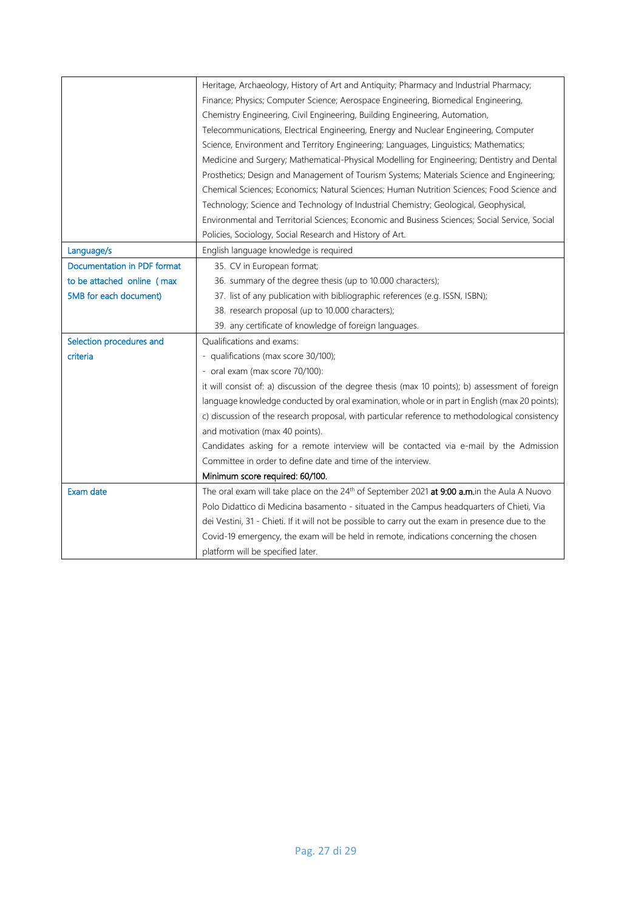| | |
|---|---|
| | Heritage, Archaeology, History of Art and Antiquity; Pharmacy and Industrial Pharmacy; Finance; Physics; Computer Science; Aerospace Engineering, Biomedical Engineering, Chemistry Engineering, Civil Engineering, Building Engineering, Automation, Telecommunications, Electrical Engineering, Energy and Nuclear Engineering, Computer Science, Environment and Territory Engineering; Languages, Linguistics; Mathematics; Medicine and Surgery; Mathematical-Physical Modelling for Engineering; Dentistry and Dental Prosthetics; Design and Management of Tourism Systems; Materials Science and Engineering; Chemical Sciences; Economics; Natural Sciences; Human Nutrition Sciences; Food Science and Technology; Science and Technology of Industrial Chemistry; Geological, Geophysical, Environmental and Territorial Sciences; Economic and Business Sciences; Social Service, Social Policies, Sociology, Social Research and History of Art. |
| Language/s | English language knowledge is required |
| Documentation in PDF format to be attached online (max 5MB for each document) | 35. CV in European format;<br>36. summary of the degree thesis (up to 10.000 characters);<br>37. list of any publication with bibliographic references (e.g. ISSN, ISBN);<br>38. research proposal (up to 10.000 characters);<br>39. any certificate of knowledge of foreign languages. |
| Selection procedures and criteria | Qualifications and exams:<br>- qualifications (max score 30/100);<br>- oral exam (max score 70/100):<br>it will consist of: a) discussion of the degree thesis (max 10 points); b) assessment of foreign language knowledge conducted by oral examination, whole or in part in English (max 20 points); c) discussion of the research proposal, with particular reference to methodological consistency and motivation (max 40 points).<br>Candidates asking for a remote interview will be contacted via e-mail by the Admission Committee in order to define date and time of the interview.<br>Minimum score required: 60/100. |
| Exam date | The oral exam will take place on the 24th of September 2021 **at 9:00 a.m.** in the Aula A Nuovo Polo Didattico di Medicina basamento - situated in the Campus headquarters of Chieti, Via dei Vestini, 31 - Chieti. If it will not be possible to carry out the exam in presence due to the Covid-19 emergency, the exam will be held in remote, indications concerning the chosen platform will be specified later. |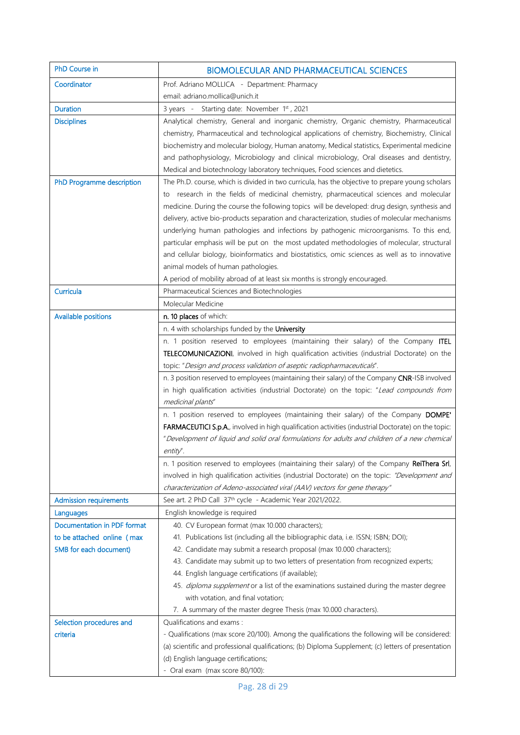| PhD Course in | BIOMOLECULAR AND PHARMACEUTICAL SCIENCES |
|---|---|
| Coordinator | Prof. Adriano MOLLICA - Department: Pharmacy<br>email: adriano.mollica@unich.it |
| Duration | 3 years - Starting date: November 1st , 2021 |
| Disciplines | Analytical chemistry, General and inorganic chemistry, Organic chemistry, Pharmaceutical chemistry, Pharmaceutical and technological applications of chemistry, Biochemistry, Clinical biochemistry and molecular biology, Human anatomy, Medical statistics, Experimental medicine and pathophysiology, Microbiology and clinical microbiology, Oral diseases and dentistry, Medical and biotechnology laboratory techniques, Food sciences and dietetics. |
| PhD Programme description | The Ph.D. course, which is divided in two curricula, has the objective to prepare young scholars to research in the fields of medicinal chemistry, pharmaceutical sciences and molecular medicine. During the course the following topics will be developed: drug design, synthesis and delivery, active bio-products separation and characterization, studies of molecular mechanisms underlying human pathologies and infections by pathogenic microorganisms. To this end, particular emphasis will be put on the most updated methodologies of molecular, structural and cellular biology, bioinformatics and biostatistics, omic sciences as well as to innovative animal models of human pathologies.<br>A period of mobility abroad of at least six months is strongly encouraged. |
| Curricula | Pharmaceutical Sciences and Biotechnologies |
| | Molecular Medicine |
| Available positions | **n. 10 places** of which: |
| | n. 4 with scholarships funded by the **University** |
| | n. 1 position reserved to employees (maintaining their salary) of the Company **ITEL TELECOMUNICAZIONI**, involved in high qualification activities (industrial Doctorate) on the topic: "*Design and process validation of aseptic radiopharmaceuticals*". |
| | n. 3 position reserved to employees (maintaining their salary) of the Company **CNR**-ISB involved in high qualification activities (industrial Doctorate) on the topic: "*Lead compounds from medicinal plants*" |
| | n. 1 position reserved to employees (maintaining their salary) of the Company **DOMPE' FARMACEUTICI S.p.A.**, involved in high qualification activities (industrial Doctorate) on the topic: "*Development of liquid and solid oral formulations for adults and children of a new chemical entity*". |
| | n. 1 position reserved to employees (maintaining their salary) of the Company **ReiThera Srl**, involved in high qualification activities (industrial Doctorate) on the topic: *"Development and characterization of Adeno-associated viral (AAV) vectors for gene therapy"* |
| Admission requirements | See art. 2 PhD Call 37th cycle - Academic Year 2021/2022. |
| Languages | English knowledge is required |
| Documentation in PDF format to be attached online (max 5MB for each document) | 40. CV European format (max 10.000 characters);<br>41. Publications list (including all the bibliographic data, i.e. ISSN; ISBN; DOI);<br>42. Candidate may submit a research proposal (max 10.000 characters);<br>43. Candidate may submit up to two letters of presentation from recognized experts;<br>44. English language certifications (if available);<br>45. *diploma supplement* or a list of the examinations sustained during the master degree with votation, and final votation;<br>7. A summary of the master degree Thesis (max 10.000 characters). |
| Selection procedures and criteria | Qualifications and exams :<br>- Qualifications (max score 20/100). Among the qualifications the following will be considered: (a) scientific and professional qualifications; (b) Diploma Supplement; (c) letters of presentation (d) English language certifications;<br>- Oral exam (max score 80/100): |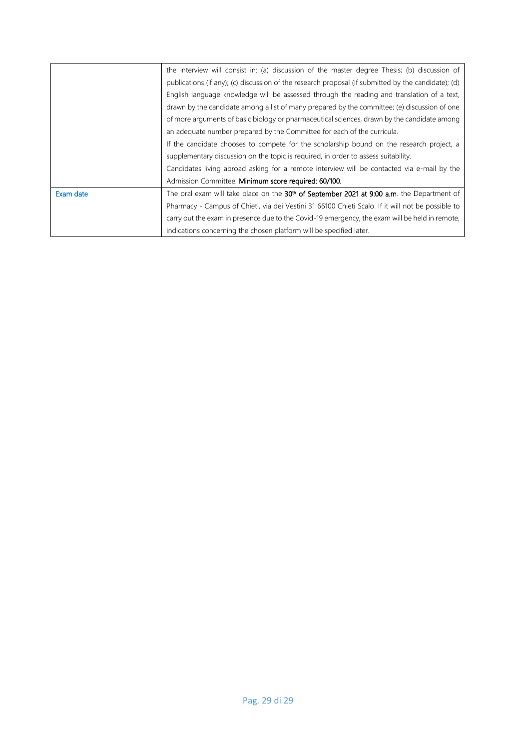| | |
|---|---|
| | the interview will consist in: (a) discussion of the master degree Thesis; (b) discussion of publications (if any); (c) discussion of the research proposal (if submitted by the candidate); (d) English language knowledge will be assessed through the reading and translation of a text, drawn by the candidate among a list of many prepared by the committee; (e) discussion of one of more arguments of basic biology or pharmaceutical sciences, drawn by the candidate among an adequate number prepared by the Committee for each of the curricula.<br>If the candidate chooses to compete for the scholarship bound on the research project, a supplementary discussion on the topic is required, in order to assess suitability.<br>Candidates living abroad asking for a remote interview will be contacted via e-mail by the Admission Committee. **Minimum score required: 60/100.** |
| Exam date | The oral exam will take place on the **30th of September 2021 at 9:00 a.m**. the Department of Pharmacy - Campus of Chieti, via dei Vestini 31 66100 Chieti Scalo. If it will not be possible to carry out the exam in presence due to the Covid-19 emergency, the exam will be held in remote, indications concerning the chosen platform will be specified later. |